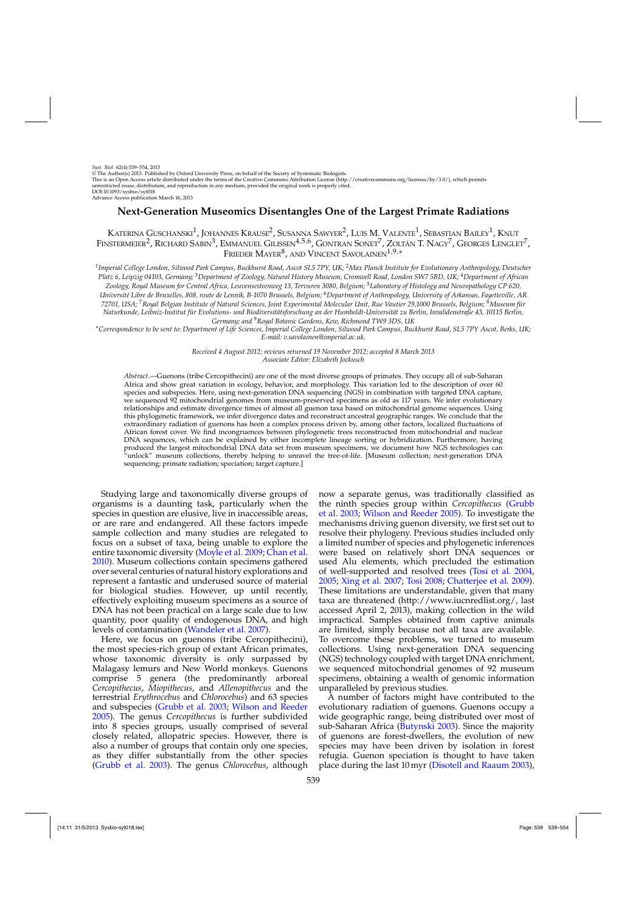Syst. Biol. 62(4):539–554, 2013
© The Author(s) 2013. Published by Oxford University Press, on behalf of the Society of Systematic Biologists.
This is an Open Access article distributed under the terms of the Creative Commons Attribution License (http://creativecommons.org/licenses/by/3.0/), which permits unrestricted reuse, distribution, and reproduction in any medium, provided the original work is properly cited.
DOI:10.1093/sysbio/syt018
Advance Access publication March 16, 2013

# Next-Generation Museomics Disentangles One of the Largest Primate Radiations

Katerina Guschanski[1], Johannes Krause[2], Susanna Sawyer[2], Luis M. Valente[1], Sebastian Bailey[1], Knut Finstermeier[2], Richard Sabin[3], Emmanuel Gilissen[4,5,6], Gontran Sonet[7], Zoltán T. Nagy[7], Georges Lenglet[7], Frieder Mayer[8], and Vincent Savolainen[1,9,*]

[1]*Imperial College London, Silwood Park Campus, Buckhurst Road, Ascot SL5 7PY, UK;* [2]*Max Planck Institute for Evolutionary Anthropology, Deutscher Platz 6, Leipzig 04103, Germany;* [3]*Department of Zoology, Natural History Museum, Cromwell Road, London SW7 5BD, UK;* [4]*Department of African Zoology, Royal Museum for Central Africa, Leuvensesteenweg 13, Tervuren 3080, Belgium;* [5]*Laboratory of Histology and Neuropathology CP 620, Université Libre de Bruxelles, 808, route de Lennik, B-1070 Brussels, Belgium;* [6]*Department of Anthropology, University of Arkansas, Fayetteville, AR 72701, USA;* [7]*Royal Belgian Institute of Natural Sciences, Joint Experimental Molecular Unit, Rue Vautier 29,1000 Brussels, Belgium;* [8]*Museum für Naturkunde, Leibniz-Institut für Evolutions- und Biodiversitätsforschung an der Humboldt-Universität zu Berlin, Invalidenstraße 43, 10115 Berlin, Germany; and* [9]*Royal Botanic Gardens, Kew, Richmond TW9 3DS, UK*

[*]*Correspondence to be sent to: Department of Life Sciences, Imperial College London, Silwood Park Campus, Buckhurst Road, SL5 7PY Ascot, Berks, UK; E-mail: v.savolainen@imperial.ac.uk.*

*Received 4 August 2012; reviews returned 19 November 2012; accepted 8 March 2013*
*Associate Editor: Elizabeth Jockusch*

*Abstract*.—Guenons (tribe Cercopithecini) are one of the most diverse groups of primates. They occupy all of sub-Saharan Africa and show great variation in ecology, behavior, and morphology. This variation led to the description of over 60 species and subspecies. Here, using next-generation DNA sequencing (NGS) in combination with targeted DNA capture, we sequenced 92 mitochondrial genomes from museum-preserved specimens as old as 117 years. We infer evolutionary relationships and estimate divergence times of almost all guenon taxa based on mitochondrial genome sequences. Using this phylogenetic framework, we infer divergence dates and reconstruct ancestral geographic ranges. We conclude that the extraordinary radiation of guenons has been a complex process driven by, among other factors, localized fluctuations of African forest cover. We find incongruences between phylogenetic trees reconstructed from mitochondrial and nuclear DNA sequences, which can be explained by either incomplete lineage sorting or hybridization. Furthermore, having produced the largest mitochondrial DNA data set from museum specimens, we document how NGS technologies can "unlock" museum collections, thereby helping to unravel the tree-of-life. [Museum collection; next-generation DNA sequencing; primate radiation; speciation; target capture.]

Studying large and taxonomically diverse groups of organisms is a daunting task, particularly when the species in question are elusive, live in inaccessible areas, or are rare and endangered. All these factors impede sample collection and many studies are relegated to focus on a subset of taxa, being unable to explore the entire taxonomic diversity (Moyle et al. 2009; Chan et al. 2010). Museum collections contain specimens gathered over several centuries of natural history explorations and represent a fantastic and underused source of material for biological studies. However, up until recently, effectively exploiting museum specimens as a source of DNA has not been practical on a large scale due to low quantity, poor quality of endogenous DNA, and high levels of contamination (Wandeler et al. 2007).

Here, we focus on guenons (tribe Cercopithecini), the most species-rich group of extant African primates, whose taxonomic diversity is only surpassed by Malagasy lemurs and New World monkeys. Guenons comprise 5 genera (the predominantly arboreal *Cercopithecus*, *Miopithecus*, and *Allenopithecus* and the terrestrial *Erythrocebus* and *Chlorocebus*) and 63 species and subspecies (Grubb et al. 2003; Wilson and Reeder 2005). The genus *Cercopithecus* is further subdivided into 8 species groups, usually comprised of several closely related, allopatric species. However, there is also a number of groups that contain only one species, as they differ substantially from the other species (Grubb et al. 2003). The genus *Chlorocebus*, although now a separate genus, was traditionally classified as the ninth species group within *Cercopithecus* (Grubb et al. 2003; Wilson and Reeder 2005). To investigate the mechanisms driving guenon diversity, we first set out to resolve their phylogeny. Previous studies included only a limited number of species and phylogenetic inferences were based on relatively short DNA sequences or used Alu elements, which precluded the estimation of well-supported and resolved trees (Tosi et al. 2004, 2005; Xing et al. 2007; Tosi 2008; Chatterjee et al. 2009). These limitations are understandable, given that many taxa are threatened (http://www.iucnredlist.org/, last accessed April 2, 2013), making collection in the wild impractical. Samples obtained from captive animals are limited, simply because not all taxa are available. To overcome these problems, we turned to museum collections. Using next-generation DNA sequencing (NGS) technology coupled with target DNA enrichment, we sequenced mitochondrial genomes of 92 museum specimens, obtaining a wealth of genomic information unparalleled by previous studies.

A number of factors might have contributed to the evolutionary radiation of guenons. Guenons occupy a wide geographic range, being distributed over most of sub-Saharan Africa (Butynski 2003). Since the majority of guenons are forest-dwellers, the evolution of new species may have been driven by isolation in forest refugia. Guenon speciation is thought to have taken place during the last 10 myr (Disotell and Raaum 2003),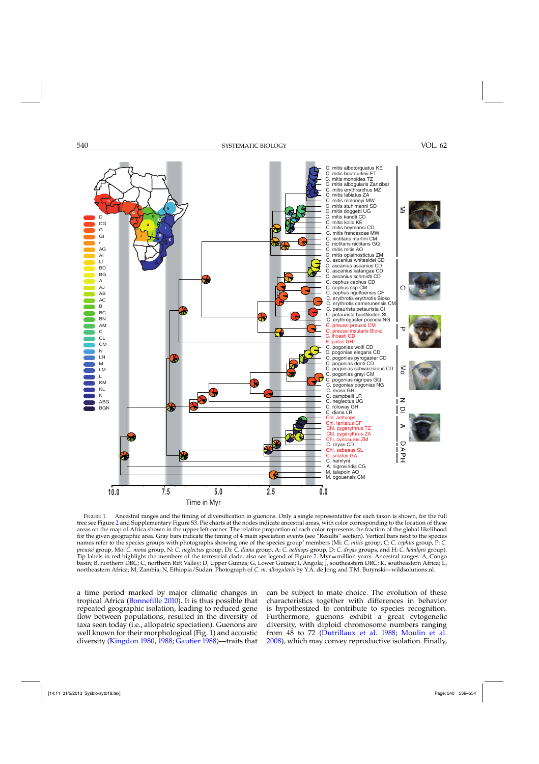FIGURE 1. Ancestral ranges and the timing of diversification in guenons. Only a single representative for each taxon is shown, for the full tree see Figure 2 and Supplementary Figure S3. Pie charts at the nodes indicate ancestral areas, with color corresponding to the location of these areas on the map of Africa shown in the upper left corner. The relative proportion of each color represents the fraction of the global likelihood for the given geographic area. Gray bars indicate the timing of 4 main speciation events (see "Results" section). Vertical bars next to the species names refer to the species groups with photographs showing one of the species group' members (Mi: *C. mitis* group, C: *C. cephus* group, P: *C. preussi* group, Mo: *C. mona* group, N: *C. neglectus* group, Di: *C. diana* group, A: *C. aethiops* group, D: *C. dryas* groups, and H: *C. hamlyni* group). Tip labels in red highlight the members of the terrestrial clade, also see legend of Figure 2. Myr = million years. Ancestral ranges: A, Congo basin; B, northern DRC; C, northern Rift Valley; D, Upper Guinea; G, Lower Guinea; I, Angola; J, southeastern DRC; K, southeastern Africa; L, northeastern Africa; M, Zambia; N, Ethiopia/Sudan. Photograph of *C. m. albogularis* by Y.A. de Jong and T.M. Butynski—wildsolutions.nl.

a time period marked by major climatic changes in tropical Africa (Bonnefille 2010). It is thus possible that repeated geographic isolation, leading to reduced gene flow between populations, resulted in the diversity of taxa seen today (i.e., allopatric speciation). Guenons are well known for their morphological (Fig. 1) and acoustic diversity (Kingdon 1980, 1988; Gautier 1988)—traits that can be subject to mate choice. The evolution of these characteristics together with differences in behavior is hypothesized to contribute to species recognition. Furthermore, guenons exhibit a great cytogenetic diversity, with diploid chromosome numbers ranging from 48 to 72 (Dutrillaux et al. 1988; Moulin et al. 2008), which may convey reproductive isolation. Finally,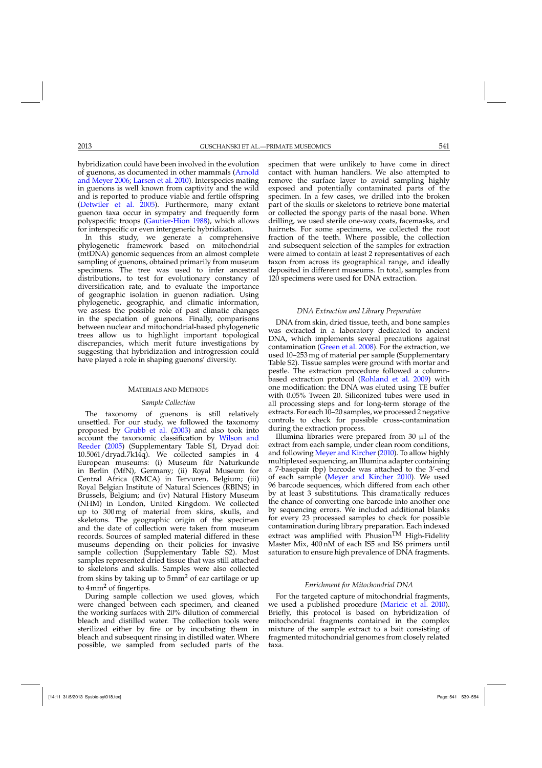hybridization could have been involved in the evolution of guenons, as documented in other mammals (Arnold and Meyer 2006; Larsen et al. 2010). Interspecies mating in guenons is well known from captivity and the wild and is reported to produce viable and fertile offspring (Detwiler et al. 2005). Furthermore, many extant guenon taxa occur in sympatry and frequently form polyspecific troops (Gautier-Hion 1988), which allows for interspecific or even intergeneric hybridization.

In this study, we generate a comprehensive phylogenetic framework based on mitochondrial (mtDNA) genomic sequences from an almost complete sampling of guenons, obtained primarily from museum specimens. The tree was used to infer ancestral distributions, to test for evolutionary constancy of diversification rate, and to evaluate the importance of geographic isolation in guenon radiation. Using phylogenetic, geographic, and climatic information, we assess the possible role of past climatic changes in the speciation of guenons. Finally, comparisons between nuclear and mitochondrial-based phylogenetic trees allow us to highlight important topological discrepancies, which merit future investigations by suggesting that hybridization and introgression could have played a role in shaping guenons' diversity.

## Materials and Methods

### Sample Collection

The taxonomy of guenons is still relatively unsettled. For our study, we followed the taxonomy proposed by Grubb et al. (2003) and also took into account the taxonomic classification by Wilson and Reeder (2005) (Supplementary Table S1, Dryad doi: 10.5061/dryad.7k14q). We collected samples in 4 European museums: (i) Museum für Naturkunde in Berlin (MfN), Germany; (ii) Royal Museum for Central Africa (RMCA) in Tervuren, Belgium; (iii) Royal Belgian Institute of Natural Sciences (RBINS) in Brussels, Belgium; and (iv) Natural History Museum (NHM) in London, United Kingdom. We collected up to 300 mg of material from skins, skulls, and skeletons. The geographic origin of the specimen and the date of collection were taken from museum records. Sources of sampled material differed in these museums depending on their policies for invasive sample collection (Supplementary Table S2). Most samples represented dried tissue that was still attached to skeletons and skulls. Samples were also collected from skins by taking up to 5 $\text{mm}^2$ of ear cartilage or up to 4 $\text{mm}^2$ of fingertips.

During sample collection we used gloves, which were changed between each specimen, and cleaned the working surfaces with 20% dilution of commercial bleach and distilled water. The collection tools were sterilized either by fire or by incubating them in bleach and subsequent rinsing in distilled water. Where possible, we sampled from secluded parts of the specimen that were unlikely to have come in direct contact with human handlers. We also attempted to remove the surface layer to avoid sampling highly exposed and potentially contaminated parts of the specimen. In a few cases, we drilled into the broken part of the skulls or skeletons to retrieve bone material or collected the spongy parts of the nasal bone. When drilling, we used sterile one-way coats, facemasks, and hairnets. For some specimens, we collected the root fraction of the teeth. Where possible, the collection and subsequent selection of the samples for extraction were aimed to contain at least 2 representatives of each taxon from across its geographical range, and ideally deposited in different museums. In total, samples from 120 specimens were used for DNA extraction.

### DNA Extraction and Library Preparation

DNA from skin, dried tissue, teeth, and bone samples was extracted in a laboratory dedicated to ancient DNA, which implements several precautions against contamination (Green et al. 2008). For the extraction, we used 10–253 mg of material per sample (Supplementary Table S2). Tissue samples were ground with mortar and pestle. The extraction procedure followed a column-based extraction protocol (Rohland et al. 2009) with one modification: the DNA was eluted using TE buffer with 0.05% Tween 20. Siliconized tubes were used in all processing steps and for long-term storage of the extracts. For each 10–20 samples, we processed 2 negative controls to check for possible cross-contamination during the extraction process.

Illumina libraries were prepared from 30 $\mu$l of the extract from each sample, under clean room conditions, and following Meyer and Kircher (2010). To allow highly multiplexed sequencing, an Illumina adapter containing a 7-basepair (bp) barcode was attached to the 3′-end of each sample (Meyer and Kircher 2010). We used 96 barcode sequences, which differed from each other by at least 3 substitutions. This dramatically reduces the chance of converting one barcode into another one by sequencing errors. We included additional blanks for every 23 processed samples to check for possible contamination during library preparation. Each indexed extract was amplified with Phusion™ High-Fidelity Master Mix, 400 nM of each IS5 and IS6 primers until saturation to ensure high prevalence of DNA fragments.

### Enrichment for Mitochondrial DNA

For the targeted capture of mitochondrial fragments, we used a published procedure (Maricic et al. 2010). Briefly, this protocol is based on hybridization of mitochondrial fragments contained in the complex mixture of the sample extract to a bait consisting of fragmented mitochondrial genomes from closely related taxa.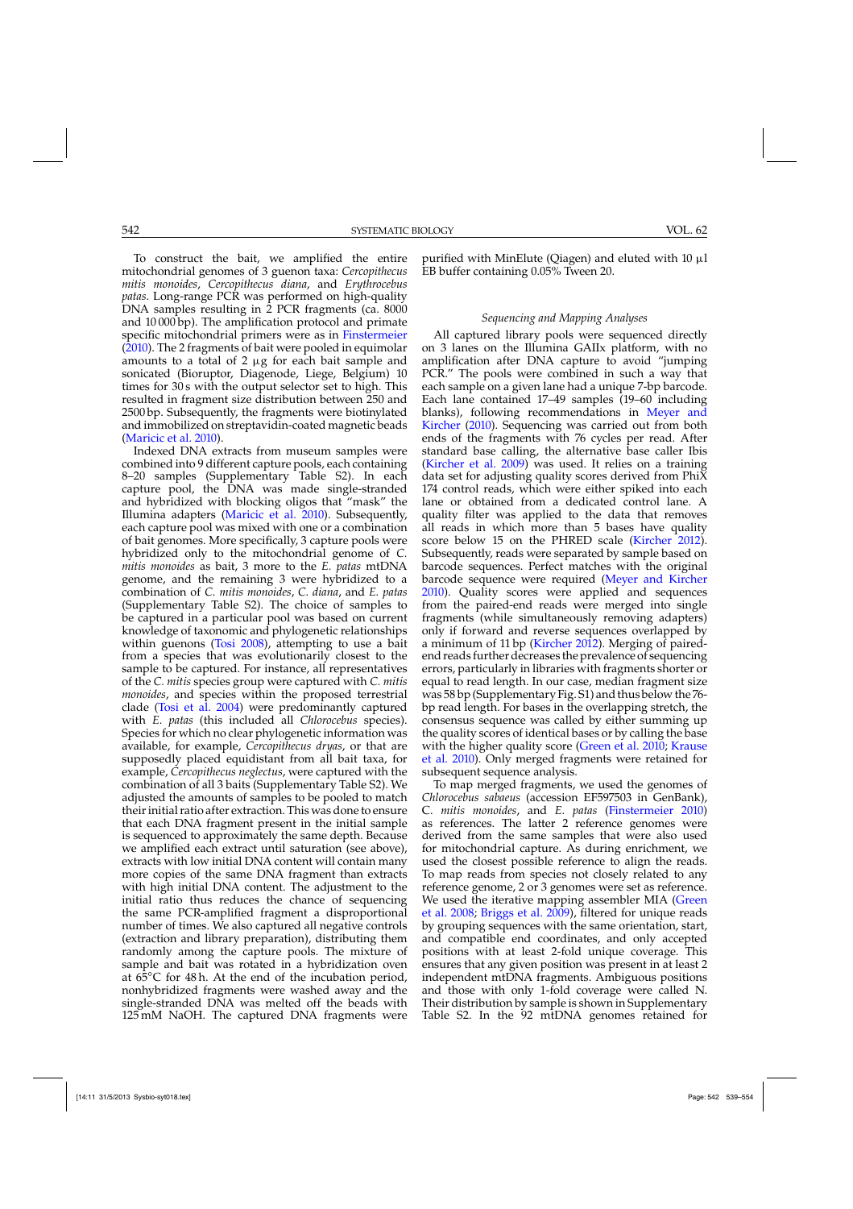To construct the bait, we amplified the entire mitochondrial genomes of 3 guenon taxa: *Cercopithecus mitis monoides*, *Cercopithecus diana*, and *Erythrocebus patas*. Long-range PCR was performed on high-quality DNA samples resulting in 2 PCR fragments (ca. 8000 and 10 000 bp). The amplification protocol and primate specific mitochondrial primers were as in Finstermeier (2010). The 2 fragments of bait were pooled in equimolar amounts to a total of 2 μg for each bait sample and sonicated (Bioruptor, Diagenode, Liege, Belgium) 10 times for 30 s with the output selector set to high. This resulted in fragment size distribution between 250 and 2500 bp. Subsequently, the fragments were biotinylated and immobilized on streptavidin-coated magnetic beads (Maricic et al. 2010).

Indexed DNA extracts from museum samples were combined into 9 different capture pools, each containing 8–20 samples (Supplementary Table S2). In each capture pool, the DNA was made single-stranded and hybridized with blocking oligos that "mask" the Illumina adapters (Maricic et al. 2010). Subsequently, each capture pool was mixed with one or a combination of bait genomes. More specifically, 3 capture pools were hybridized only to the mitochondrial genome of *C. mitis monoides* as bait, 3 more to the *E. patas* mtDNA genome, and the remaining 3 were hybridized to a combination of *C. mitis monoides*, *C. diana*, and *E. patas* (Supplementary Table S2). The choice of samples to be captured in a particular pool was based on current knowledge of taxonomic and phylogenetic relationships within guenons (Tosi 2008), attempting to use a bait from a species that was evolutionarily closest to the sample to be captured. For instance, all representatives of the *C. mitis* species group were captured with *C. mitis monoides*, and species within the proposed terrestrial clade (Tosi et al. 2004) were predominantly captured with *E. patas* (this included all *Chlorocebus* species). Species for which no clear phylogenetic information was available, for example, *Cercopithecus dryas*, or that are supposedly placed equidistant from all bait taxa, for example, *Cercopithecus neglectus*, were captured with the combination of all 3 baits (Supplementary Table S2). We adjusted the amounts of samples to be pooled to match their initial ratio after extraction. This was done to ensure that each DNA fragment present in the initial sample is sequenced to approximately the same depth. Because we amplified each extract until saturation (see above), extracts with low initial DNA content will contain many more copies of the same DNA fragment than extracts with high initial DNA content. The adjustment to the initial ratio thus reduces the chance of sequencing the same PCR-amplified fragment a disproportional number of times. We also captured all negative controls (extraction and library preparation), distributing them randomly among the capture pools. The mixture of sample and bait was rotated in a hybridization oven at 65°C for 48 h. At the end of the incubation period, nonhybridized fragments were washed away and the single-stranded DNA was melted off the beads with 125 mM NaOH. The captured DNA fragments were purified with MinElute (Qiagen) and eluted with 10 μl EB buffer containing 0.05% Tween 20.

### *Sequencing and Mapping Analyses*

All captured library pools were sequenced directly on 3 lanes on the Illumina GAIIx platform, with no amplification after DNA capture to avoid "jumping PCR." The pools were combined in such a way that each sample on a given lane had a unique 7-bp barcode. Each lane contained 17–49 samples (19–60 including blanks), following recommendations in Meyer and Kircher (2010). Sequencing was carried out from both ends of the fragments with 76 cycles per read. After standard base calling, the alternative base caller Ibis (Kircher et al. 2009) was used. It relies on a training data set for adjusting quality scores derived from PhiX 174 control reads, which were either spiked into each lane or obtained from a dedicated control lane. A quality filter was applied to the data that removes all reads in which more than 5 bases have quality score below 15 on the PHRED scale (Kircher 2012). Subsequently, reads were separated by sample based on barcode sequences. Perfect matches with the original barcode sequence were required (Meyer and Kircher 2010). Quality scores were applied and sequences from the paired-end reads were merged into single fragments (while simultaneously removing adapters) only if forward and reverse sequences overlapped by a minimum of 11 bp (Kircher 2012). Merging of paired-end reads further decreases the prevalence of sequencing errors, particularly in libraries with fragments shorter or equal to read length. In our case, median fragment size was 58 bp (Supplementary Fig. S1) and thus below the 76-bp read length. For bases in the overlapping stretch, the consensus sequence was called by either summing up the quality scores of identical bases or by calling the base with the higher quality score (Green et al. 2010; Krause et al. 2010). Only merged fragments were retained for subsequent sequence analysis.

To map merged fragments, we used the genomes of *Chlorocebus sabaeus* (accession EF597503 in GenBank), *C. mitis monoides*, and *E. patas* (Finstermeier 2010) as references. The latter 2 reference genomes were derived from the same samples that were also used for mitochondrial capture. As during enrichment, we used the closest possible reference to align the reads. To map reads from species not closely related to any reference genome, 2 or 3 genomes were set as reference. We used the iterative mapping assembler MIA (Green et al. 2008; Briggs et al. 2009), filtered for unique reads by grouping sequences with the same orientation, start, and compatible end coordinates, and only accepted positions with at least 2-fold unique coverage. This ensures that any given position was present in at least 2 independent mtDNA fragments. Ambiguous positions and those with only 1-fold coverage were called N. Their distribution by sample is shown in Supplementary Table S2. In the 92 mtDNA genomes retained for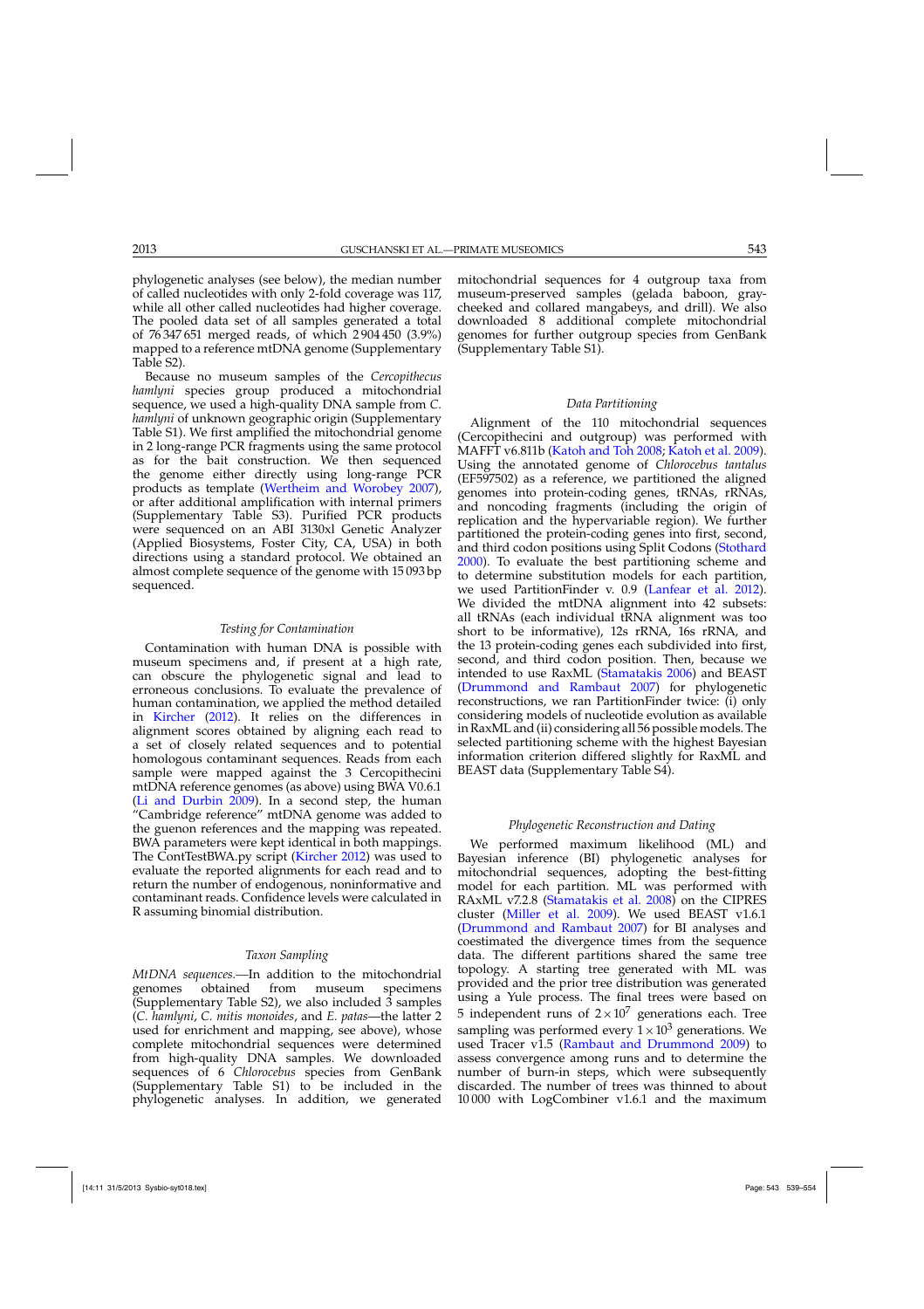phylogenetic analyses (see below), the median number of called nucleotides with only 2-fold coverage was 117, while all other called nucleotides had higher coverage. The pooled data set of all samples generated a total of 76 347 651 merged reads, of which 2 904 450 (3.9%) mapped to a reference mtDNA genome (Supplementary Table S2).

Because no museum samples of the *Cercopithecus hamlyni* species group produced a mitochondrial sequence, we used a high-quality DNA sample from *C. hamlyni* of unknown geographic origin (Supplementary Table S1). We first amplified the mitochondrial genome in 2 long-range PCR fragments using the same protocol as for the bait construction. We then sequenced the genome either directly using long-range PCR products as template (Wertheim and Worobey 2007), or after additional amplification with internal primers (Supplementary Table S3). Purified PCR products were sequenced on an ABI 3130xl Genetic Analyzer (Applied Biosystems, Foster City, CA, USA) in both directions using a standard protocol. We obtained an almost complete sequence of the genome with 15 093 bp sequenced.

### *Testing for Contamination*

Contamination with human DNA is possible with museum specimens and, if present at a high rate, can obscure the phylogenetic signal and lead to erroneous conclusions. To evaluate the prevalence of human contamination, we applied the method detailed in Kircher (2012). It relies on the differences in alignment scores obtained by aligning each read to a set of closely related sequences and to potential homologous contaminant sequences. Reads from each sample were mapped against the 3 Cercopithecini mtDNA reference genomes (as above) using BWA V0.6.1 (Li and Durbin 2009). In a second step, the human "Cambridge reference" mtDNA genome was added to the guenon references and the mapping was repeated. BWA parameters were kept identical in both mappings. The ContTestBWA.py script (Kircher 2012) was used to evaluate the reported alignments for each read and to return the number of endogenous, noninformative and contaminant reads. Confidence levels were calculated in R assuming binomial distribution.

### *Taxon Sampling*

*MtDNA sequences*.—In addition to the mitochondrial genomes obtained from museum specimens (Supplementary Table S2), we also included 3 samples (*C. hamlyni*, *C. mitis monoides*, and *E. patas*—the latter 2 used for enrichment and mapping, see above), whose complete mitochondrial sequences were determined from high-quality DNA samples. We downloaded sequences of 6 *Chlorocebus* species from GenBank (Supplementary Table S1) to be included in the phylogenetic analyses. In addition, we generated mitochondrial sequences for 4 outgroup taxa from museum-preserved samples (gelada baboon, gray-cheeked and collared mangabeys, and drill). We also downloaded 8 additional complete mitochondrial genomes for further outgroup species from GenBank (Supplementary Table S1).

### *Data Partitioning*

Alignment of the 110 mitochondrial sequences (Cercopithecini and outgroup) was performed with MAFFT v6.811b (Katoh and Toh 2008; Katoh et al. 2009). Using the annotated genome of *Chlorocebus tantalus* (EF597502) as a reference, we partitioned the aligned genomes into protein-coding genes, tRNAs, rRNAs, and noncoding fragments (including the origin of replication and the hypervariable region). We further partitioned the protein-coding genes into first, second, and third codon positions using Split Codons (Stothard 2000). To evaluate the best partitioning scheme and to determine substitution models for each partition, we used PartitionFinder v. 0.9 (Lanfear et al. 2012). We divided the mtDNA alignment into 42 subsets: all tRNAs (each individual tRNA alignment was too short to be informative), 12s rRNA, 16s rRNA, and the 13 protein-coding genes each subdivided into first, second, and third codon position. Then, because we intended to use RaxML (Stamatakis 2006) and BEAST (Drummond and Rambaut 2007) for phylogenetic reconstructions, we ran PartitionFinder twice: (i) only considering models of nucleotide evolution as available in RaxML and (ii) considering all 56 possible models. The selected partitioning scheme with the highest Bayesian information criterion differed slightly for RaxML and BEAST data (Supplementary Table S4).

### *Phylogenetic Reconstruction and Dating*

We performed maximum likelihood (ML) and Bayesian inference (BI) phylogenetic analyses for mitochondrial sequences, adopting the best-fitting model for each partition. ML was performed with RAxML v7.2.8 (Stamatakis et al. 2008) on the CIPRES cluster (Miller et al. 2009). We used BEAST v1.6.1 (Drummond and Rambaut 2007) for BI analyses and coestimated the divergence times from the sequence data. The different partitions shared the same tree topology. A starting tree generated with ML was provided and the prior tree distribution was generated using a Yule process. The final trees were based on 5 independent runs of $2 \times 10^7$ generations each. Tree sampling was performed every $1 \times 10^3$ generations. We used Tracer v1.5 (Rambaut and Drummond 2009) to assess convergence among runs and to determine the number of burn-in steps, which were subsequently discarded. The number of trees was thinned to about 10 000 with LogCombiner v1.6.1 and the maximum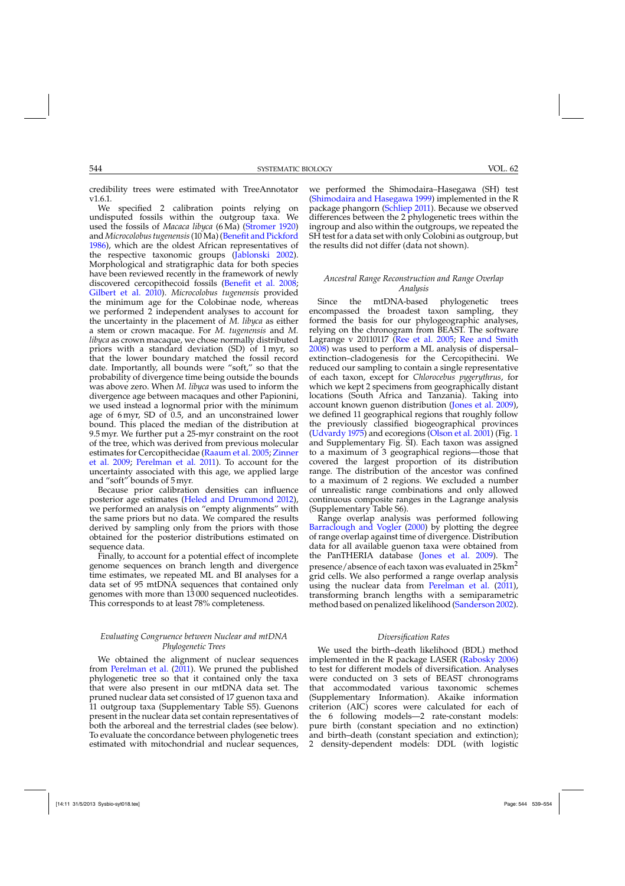credibility trees were estimated with TreeAnnotator v1.6.1.

We specified 2 calibration points relying on undisputed fossils within the outgroup taxa. We used the fossils of *Macaca libyca* (6 Ma) (Stromer 1920) and *Microcolobus tugenensis* (10 Ma) (Benefit and Pickford 1986), which are the oldest African representatives of the respective taxonomic groups (Jablonski 2002). Morphological and stratigraphic data for both species have been reviewed recently in the framework of newly discovered cercopithecoid fossils (Benefit et al. 2008; Gilbert et al. 2010). *Microcolobus tugenensis* provided the minimum age for the Colobinae node, whereas we performed 2 independent analyses to account for the uncertainty in the placement of *M. libyca* as either a stem or crown macaque. For *M. tugenensis* and *M. libyca* as crown macaque, we chose normally distributed priors with a standard deviation (SD) of 1 myr, so that the lower boundary matched the fossil record date. Importantly, all bounds were "soft," so that the probability of divergence time being outside the bounds was above zero. When *M. libyca* was used to inform the divergence age between macaques and other Papionini, we used instead a lognormal prior with the minimum age of 6 myr, SD of 0.5, and an unconstrained lower bound. This placed the median of the distribution at 9.5 myr. We further put a 25-myr constraint on the root of the tree, which was derived from previous molecular estimates for Cercopithecidae (Raaum et al. 2005; Zinner et al. 2009; Perelman et al. 2011). To account for the uncertainty associated with this age, we applied large and "soft" bounds of 5 myr.

Because prior calibration densities can influence posterior age estimates (Heled and Drummond 2012), we performed an analysis on "empty alignments" with the same priors but no data. We compared the results derived by sampling only from the priors with those obtained for the posterior distributions estimated on sequence data.

Finally, to account for a potential effect of incomplete genome sequences on branch length and divergence time estimates, we repeated ML and BI analyses for a data set of 95 mtDNA sequences that contained only genomes with more than 13 000 sequenced nucleotides. This corresponds to at least 78% completeness.

### *Evaluating Congruence between Nuclear and mtDNA Phylogenetic Trees*

We obtained the alignment of nuclear sequences from Perelman et al. (2011). We pruned the published phylogenetic tree so that it contained only the taxa that were also present in our mtDNA data set. The pruned nuclear data set consisted of 17 guenon taxa and 11 outgroup taxa (Supplementary Table S5). Guenons present in the nuclear data set contain representatives of both the arboreal and the terrestrial clades (see below). To evaluate the concordance between phylogenetic trees estimated with mitochondrial and nuclear sequences, we performed the Shimodaira–Hasegawa (SH) test (Shimodaira and Hasegawa 1999) implemented in the R package phangorn (Schliep 2011). Because we observed differences between the 2 phylogenetic trees within the ingroup and also within the outgroups, we repeated the SH test for a data set with only Colobini as outgroup, but the results did not differ (data not shown).

### *Ancestral Range Reconstruction and Range Overlap Analysis*

Since the mtDNA-based phylogenetic trees encompassed the broadest taxon sampling, they formed the basis for our phylogeographic analyses, relying on the chronogram from BEAST. The software Lagrange v 20110117 (Ree et al. 2005; Ree and Smith 2008) was used to perform a ML analysis of dispersal–extinction–cladogenesis for the Cercopithecini. We reduced our sampling to contain a single representative of each taxon, except for *Chlorocebus pygerythrus*, for which we kept 2 specimens from geographically distant locations (South Africa and Tanzania). Taking into account known guenon distribution (Jones et al. 2009), we defined 11 geographical regions that roughly follow the previously classified biogeographical provinces (Udvardy 1975) and ecoregions (Olson et al. 2001) (Fig. 1 and Supplementary Fig. SI). Each taxon was assigned to a maximum of 3 geographical regions—those that covered the largest proportion of its distribution range. The distribution of the ancestor was confined to a maximum of 2 regions. We excluded a number of unrealistic range combinations and only allowed continuous composite ranges in the Lagrange analysis (Supplementary Table S6).

Range overlap analysis was performed following Barraclough and Vogler (2000) by plotting the degree of range overlap against time of divergence. Distribution data for all available guenon taxa were obtained from the PanTHERIA database (Jones et al. 2009). The presence/absence of each taxon was evaluated in 25 km$^2$ grid cells. We also performed a range overlap analysis using the nuclear data from Perelman et al. (2011), transforming branch lengths with a semiparametric method based on penalized likelihood (Sanderson 2002).

### *Diversification Rates*

We used the birth–death likelihood (BDL) method implemented in the R package LASER (Rabosky 2006) to test for different models of diversification. Analyses were conducted on 3 sets of BEAST chronograms that accommodated various taxonomic schemes (Supplementary Information). Akaike information criterion (AIC) scores were calculated for each of the 6 following models—2 rate-constant models: pure birth (constant speciation and no extinction) and birth–death (constant speciation and extinction); 2 density-dependent models: DDL (with logistic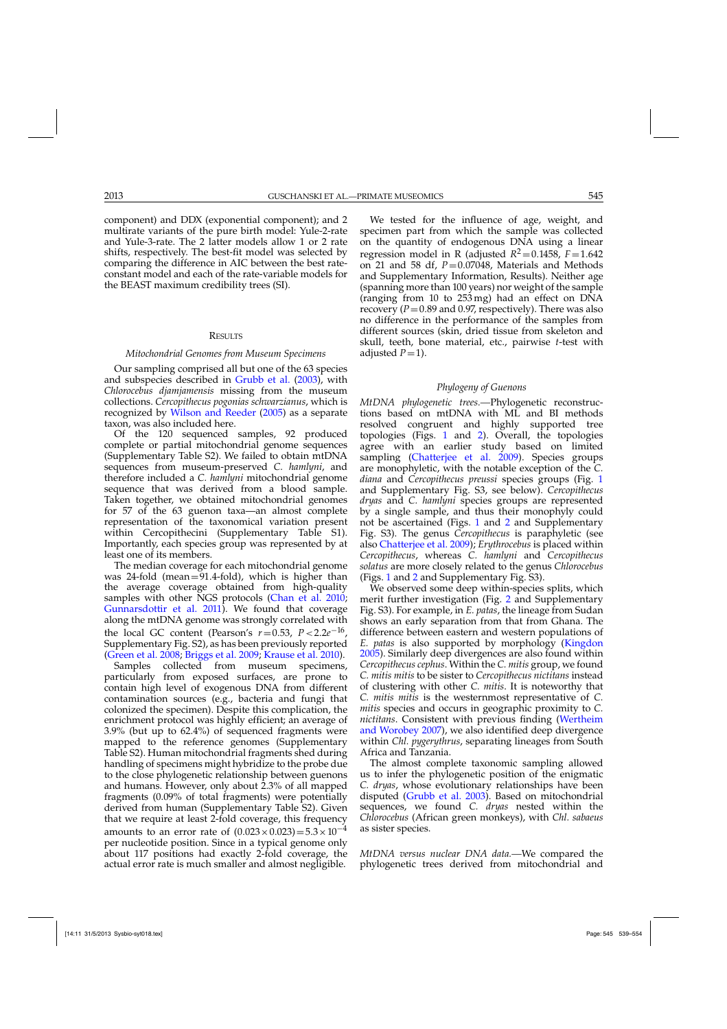component) and DDX (exponential component); and 2 multirate variants of the pure birth model: Yule-2-rate and Yule-3-rate. The 2 latter models allow 1 or 2 rate shifts, respectively. The best-fit model was selected by comparing the difference in AIC between the best rate-constant model and each of the rate-variable models for the BEAST maximum credibility trees (SI).

## Results

### *Mitochondrial Genomes from Museum Specimens*

Our sampling comprised all but one of the 63 species and subspecies described in Grubb et al. (2003), with *Chlorocebus djamjamensis* missing from the museum collections. *Cercopithecus pogonias schwarzianus*, which is recognized by Wilson and Reeder (2005) as a separate taxon, was also included here.

Of the 120 sequenced samples, 92 produced complete or partial mitochondrial genome sequences (Supplementary Table S2). We failed to obtain mtDNA sequences from museum-preserved *C. hamlyni*, and therefore included a *C. hamlyni* mitochondrial genome sequence that was derived from a blood sample. Taken together, we obtained mitochondrial genomes for 57 of the 63 guenon taxa—an almost complete representation of the taxonomical variation present within Cercopithecini (Supplementary Table S1). Importantly, each species group was represented by at least one of its members.

The median coverage for each mitochondrial genome was 24-fold (mean=91.4-fold), which is higher than the average coverage obtained from high-quality samples with other NGS protocols (Chan et al. 2010; Gunnarsdottir et al. 2011). We found that coverage along the mtDNA genome was strongly correlated with the local GC content (Pearson's $r=0.53$, $P<2.2e^{-16}$, Supplementary Fig. S2), as has been previously reported (Green et al. 2008; Briggs et al. 2009; Krause et al. 2010).

Samples collected from museum specimens, particularly from exposed surfaces, are prone to contain high level of exogenous DNA from different contamination sources (e.g., bacteria and fungi that colonized the specimen). Despite this complication, the enrichment protocol was highly efficient; an average of 3.9% (but up to 62.4%) of sequenced fragments were mapped to the reference genomes (Supplementary Table S2). Human mitochondrial fragments shed during handling of specimens might hybridize to the probe due to the close phylogenetic relationship between guenons and humans. However, only about 2.3% of all mapped fragments (0.09% of total fragments) were potentially derived from human (Supplementary Table S2). Given that we require at least 2-fold coverage, this frequency amounts to an error rate of $(0.023\times0.023)=5.3\times10^{-4}$ per nucleotide position. Since in a typical genome only about 117 positions had exactly 2-fold coverage, the actual error rate is much smaller and almost negligible.

We tested for the influence of age, weight, and specimen part from which the sample was collected on the quantity of endogenous DNA using a linear regression model in R (adjusted $R^2=0.1458$, $F=1.642$ on 21 and 58 df, $P=0.07048$, Materials and Methods and Supplementary Information, Results). Neither age (spanning more than 100 years) nor weight of the sample (ranging from 10 to 253 mg) had an effect on DNA recovery ($P=0.89$ and 0.97, respectively). There was also no difference in the performance of the samples from different sources (skin, dried tissue from skeleton and skull, teeth, bone material, etc., pairwise *t*-test with adjusted $P=1$).

### *Phylogeny of Guenons*

*MtDNA phylogenetic trees.*—Phylogenetic reconstructions based on mtDNA with ML and BI methods resolved congruent and highly supported tree topologies (Figs. 1 and 2). Overall, the topologies agree with an earlier study based on limited sampling (Chatterjee et al. 2009). Species groups are monophyletic, with the notable exception of the *C. diana* and *Cercopithecus preussi* species groups (Fig. 1 and Supplementary Fig. S3, see below). *Cercopithecus dryas* and *C. hamlyni* species groups are represented by a single sample, and thus their monophyly could not be ascertained (Figs. 1 and 2 and Supplementary Fig. S3). The genus *Cercopithecus* is paraphyletic (see also Chatterjee et al. 2009); *Erythrocebus* is placed within *Cercopithecus*, whereas *C. hamlyni* and *Cercopithecus solatus* are more closely related to the genus *Chlorocebus* (Figs. 1 and 2 and Supplementary Fig. S3).

We observed some deep within-species splits, which merit further investigation (Fig. 2 and Supplementary Fig. S3). For example, in *E. patas*, the lineage from Sudan shows an early separation from that from Ghana. The difference between eastern and western populations of *E. patas* is also supported by morphology (Kingdon 2005). Similarly deep divergences are also found within *Cercopithecus cephus*. Within the *C. mitis* group, we found *C. mitis mitis* to be sister to *Cercopithecus nictitans* instead of clustering with other *C. mitis*. It is noteworthy that *C. mitis mitis* is the westernmost representative of *C. mitis* species and occurs in geographic proximity to *C. nictitans*. Consistent with previous finding (Wertheim and Worobey 2007), we also identified deep divergences within *Chl. pygerythrus*, separating lineages from South Africa and Tanzania.

The almost complete taxonomic sampling allowed us to infer the phylogenetic position of the enigmatic *C. dryas*, whose evolutionary relationships have been disputed (Grubb et al. 2003). Based on mitochondrial sequences, we found *C. dryas* nested within the *Chlorocebus* (African green monkeys), with *Chl. sabaeus* as sister species.

*MtDNA versus nuclear DNA data.*—We compared the phylogenetic trees derived from mitochondrial and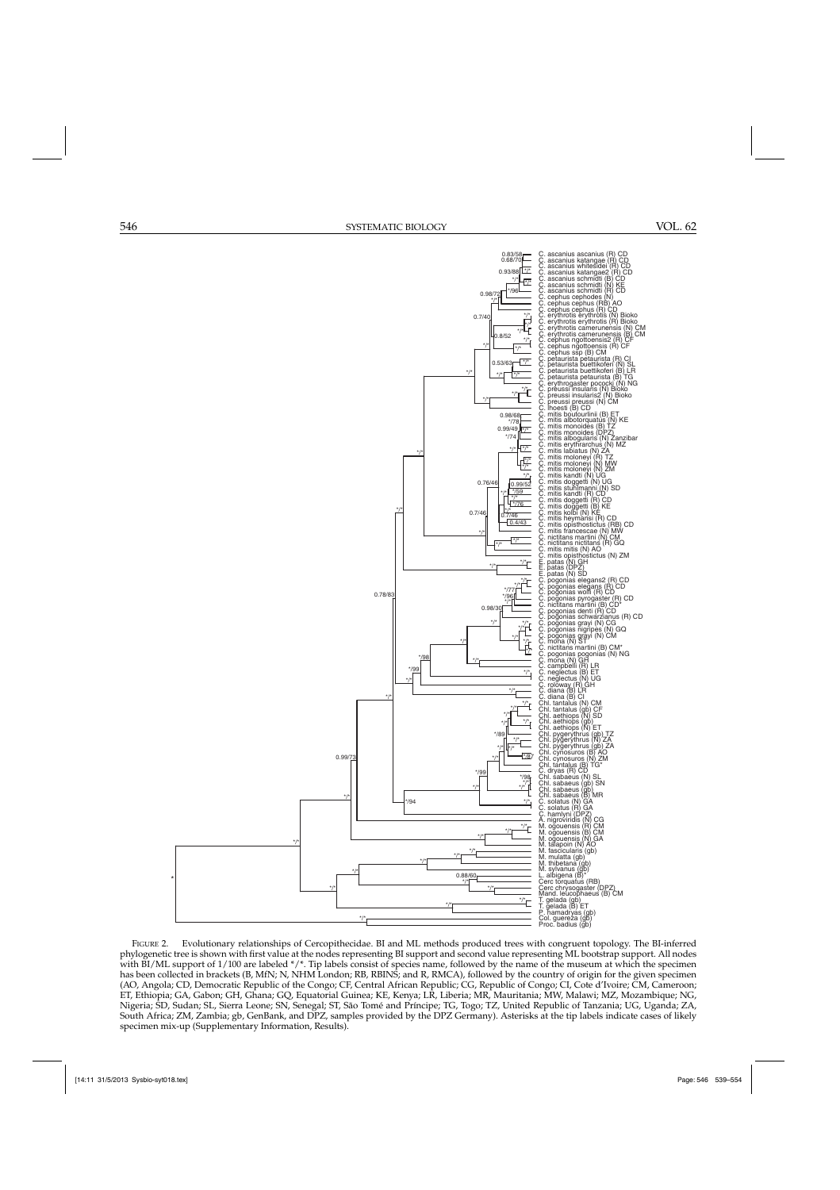FIGURE 2. Evolutionary relationships of Cercopithecidae. BI and ML methods produced trees with congruent topology. The BI-inferred phylogenetic tree is shown with first value at the nodes representing BI support and second value representing ML bootstrap support. All nodes with BI/ML support of 1/100 are labeled */*. Tip labels consist of species name, followed by the name of the museum at which the specimen has been collected in brackets (B, MfN; N, NHM London; RB, RBINS; and R, RMCA), followed by the country of origin for the given specimen (AO, Angola; CD, Democratic Republic of the Congo; CF, Central African Republic; CG, Republic of Congo; CI, Cote d'Ivoire; CM, Cameroon; ET, Ethiopia; GA, Gabon; GH, Ghana; GQ, Equatorial Guinea; KE, Kenya; LR, Liberia; MR, Mauritania; MW, Malawi; MZ, Mozambique; NG, Nigeria; SD, Sudan; SL, Sierra Leone; SN, Senegal; ST, São Tomé and Príncipe; TG, Togo; TZ, United Republic of Tanzania; UG, Uganda; ZA, South Africa; ZM, Zambia; gb, GenBank, and DPZ, samples provided by the DPZ Germany). Asterisks at the tip labels indicate cases of likely specimen mix-up (Supplementary Information, Results).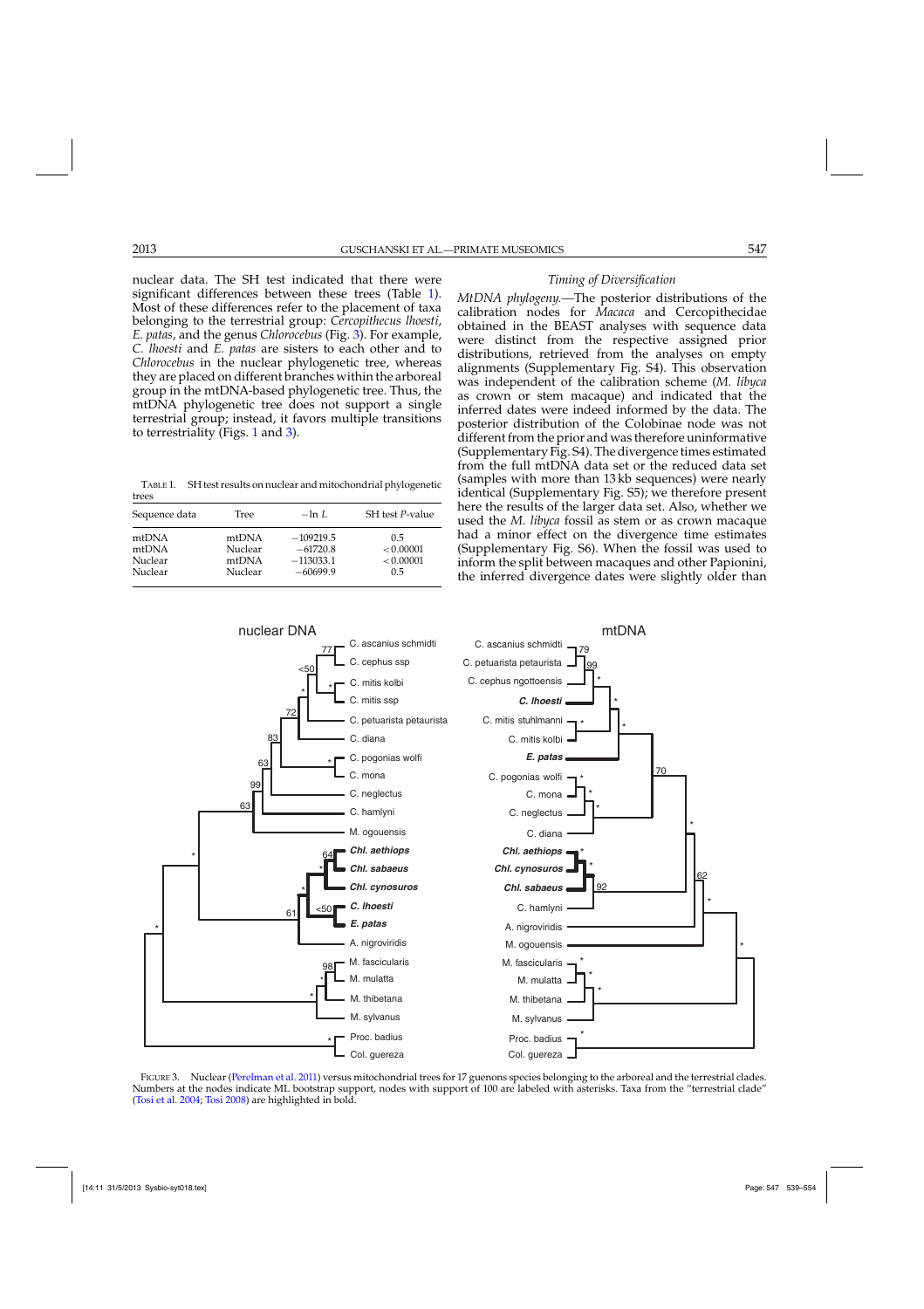nuclear data. The SH test indicated that there were significant differences between these trees (Table 1). Most of these differences refer to the placement of taxa belonging to the terrestrial group: *Cercopithecus lhoesti*, *E. patas*, and the genus *Chlorocebus* (Fig. 3). For example, *C. lhoesti* and *E. patas* are sisters to each other and to *Chlorocebus* in the nuclear phylogenetic tree, whereas they are placed on different branches within the arboreal group in the mtDNA-based phylogenetic tree. Thus, the mtDNA phylogenetic tree does not support a single terrestrial group; instead, it favors multiple transitions to terrestriality (Figs. 1 and 3).

TABLE 1. SH test results on nuclear and mitochondrial phylogenetic trees

| Sequence data | Tree | $-\ln L$ | SH test $P$-value |
|---|---|---|---|
| mtDNA | mtDNA | −109219.5 | 0.5 |
| mtDNA | Nuclear | −61720.8 | $<0.00001$ |
| Nuclear | mtDNA | −113033.1 | $<0.00001$ |
| Nuclear | Nuclear | −60699.9 | 0.5 |

### *Timing of Diversification*

*MtDNA phylogeny.*—The posterior distributions of the calibration nodes for *Macaca* and Cercopithecidae obtained in the BEAST analyses with sequence data were distinct from the respective assigned prior distributions, retrieved from the analyses on empty alignments (Supplementary Fig. S4). This observation was independent of the calibration scheme (*M. libyca* as crown or stem macaque) and indicated that the inferred dates were indeed informed by the data. The posterior distribution of the Colobinae node was not different from the prior and was therefore uninformative (Supplementary Fig. S4). The divergence times estimated from the full mtDNA data set or the reduced data set (samples with more than 13 kb sequences) were nearly identical (Supplementary Fig. S5); we therefore present here the results of the larger data set. Also, whether we used the *M. libyca* fossil as stem or as crown macaque had a minor effect on the divergence time estimates (Supplementary Fig. S6). When the fossil was used to inform the split between macaques and other Papionini, the inferred divergence dates were slightly older than

FIGURE 3. Nuclear (Perelman et al. 2011) versus mitochondrial trees for 17 guenons species belonging to the arboreal and the terrestrial clades. Numbers at the nodes indicate ML bootstrap support, nodes with support of 100 are labeled with asterisks. Taxa from the "terrestrial clade" (Tosi et al. 2004; Tosi 2008) are highlighted in bold.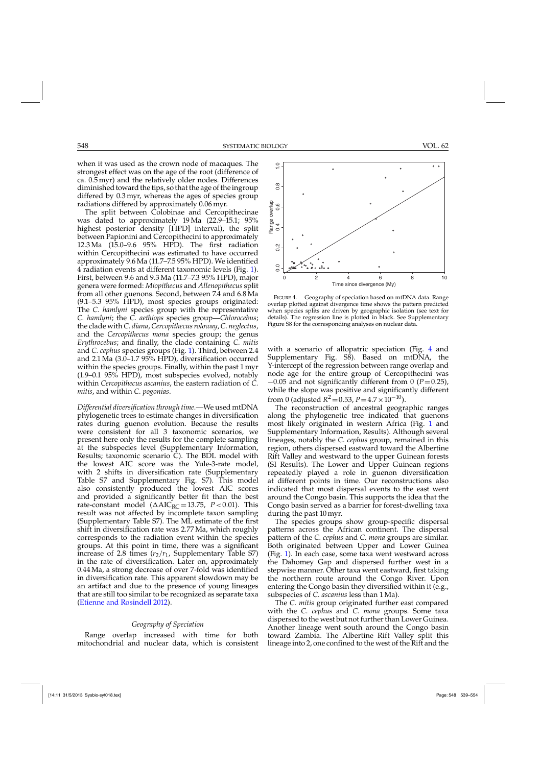when it was used as the crown node of macaques. The strongest effect was on the age of the root (difference of ca. 0.5 myr) and the relatively older nodes. Differences diminished toward the tips, so that the age of the ingroup differed by 0.3 myr, whereas the ages of species group radiations differed by approximately 0.06 myr.

The split between Colobinae and Cercopithecinae was dated to approximately 19 Ma (22.9–15.1; 95% highest posterior density [HPD] interval), the split between Papionini and Cercopithecini to approximately 12.3 Ma (15.0–9.6 95% HPD). The first radiation within Cercopithecini was estimated to have occurred approximately 9.6 Ma (11.7–7.5 95% HPD). We identified 4 radiation events at different taxonomic levels (Fig. 1). First, between 9.6 and 9.3 Ma (11.7–7.3 95% HPD), major genera were formed: *Miopithecus* and *Allenopithecus* split from all other guenons. Second, between 7.4 and 6.8 Ma (9.1–5.3 95% HPD), most species groups originated: The *C. hamlyni* species group with the representative *C. hamlyni*; the *C. aethiops* species group—*Chlorocebus*; the clade with *C. diana*, *Cercopithecus roloway*, *C. neglectus*, and the *Cercopithecus mona* species group; the genus *Erythrocebus*; and finally, the clade containing *C. mitis* and *C. cephus* species groups (Fig. 1). Third, between 2.4 and 2.1 Ma (3.0–1.7 95% HPD), diversification occurred within the species groups. Finally, within the past 1 myr (1.9–0.1 95% HPD), most subspecies evolved, notably within *Cercopithecus ascanius*, the eastern radiation of *C. mitis*, and within *C. pogonias*.

*Differential diversification through time*.—We used mtDNA phylogenetic trees to estimate changes in diversification rates during guenon evolution. Because the results were consistent for all 3 taxonomic scenarios, we present here only the results for the complete sampling at the subspecies level (Supplementary Information, Results; taxonomic scenario C). The BDL model with the lowest AIC score was the Yule-3-rate model, with 2 shifts in diversification rate (Supplementary Table S7 and Supplementary Fig. S7). This model also consistently produced the lowest AIC scores and provided a significantly better fit than the best rate-constant model ($\Delta AIC_{RC} = 13.75$, $P < 0.01$). This result was not affected by incomplete taxon sampling (Supplementary Table S7). The ML estimate of the first shift in diversification rate was 2.77 Ma, which roughly corresponds to the radiation event within the species groups. At this point in time, there was a significant increase of 2.8 times ($r_2/r_1$, Supplementary Table S7) in the rate of diversification. Later on, approximately 0.44 Ma, a strong decrease of over 7-fold was identified in diversification rate. This apparent slowdown may be an artifact and due to the presence of young lineages that are still too similar to be recognized as separate taxa (Etienne and Rosindell 2012).

### *Geography of Speciation*

Range overlap increased with time for both mitochondrial and nuclear data, which is consistent with a scenario of allopatric speciation (Fig. 4 and Supplementary Fig. S8). Based on mtDNA, the Y-intercept of the regression between range overlap and node age for the entire group of Cercopithecini was −0.05 and not significantly different from 0 ($P = 0.25$), while the slope was positive and significantly different from 0 (adjusted $R^2 = 0.53$, $P = 4.7 \times 10^{-10}$).

FIGURE 4. Geography of speciation based on mtDNA data. Range overlap plotted against divergence time shows the pattern predicted when species splits are driven by geographic isolation (see text for details). The regression line is plotted in black. See Supplementary Figure S8 for the corresponding analyses on nuclear data.

The reconstruction of ancestral geographic ranges along the phylogenetic tree indicated that guenons most likely originated in western Africa (Fig. 1 and Supplementary Information, Results). Although several lineages, notably the *C. cephus* group, remained in this region, others dispersed eastward toward the Albertine Rift Valley and westward to the upper Guinean forests (SI Results). The Lower and Upper Guinean regions repeatedly played a role in guenon diversification at different points in time. Our reconstructions also indicated that most dispersal events to the east went around the Congo basin. This supports the idea that the Congo basin served as a barrier for forest-dwelling taxa during the past 10 myr.

The species groups show group-specific dispersal patterns across the African continent. The dispersal pattern of the *C. cephus* and *C. mona* groups are similar. Both originated between Upper and Lower Guinea (Fig. 1). In each case, some taxa went westward across the Dahomey Gap and dispersed further west in a stepwise manner. Other taxa went eastward, first taking the northern route around the Congo River. Upon entering the Congo basin they diversified within it (e.g., subspecies of *C. ascanius* less than 1 Ma).

The *C. mitis* group originated further east compared with the *C. cephus* and *C. mona* groups. Some taxa dispersed to the west but not further than Lower Guinea. Another lineage went south around the Congo basin toward Zambia. The Albertine Rift Valley split this lineage into 2, one confined to the west of the Rift and the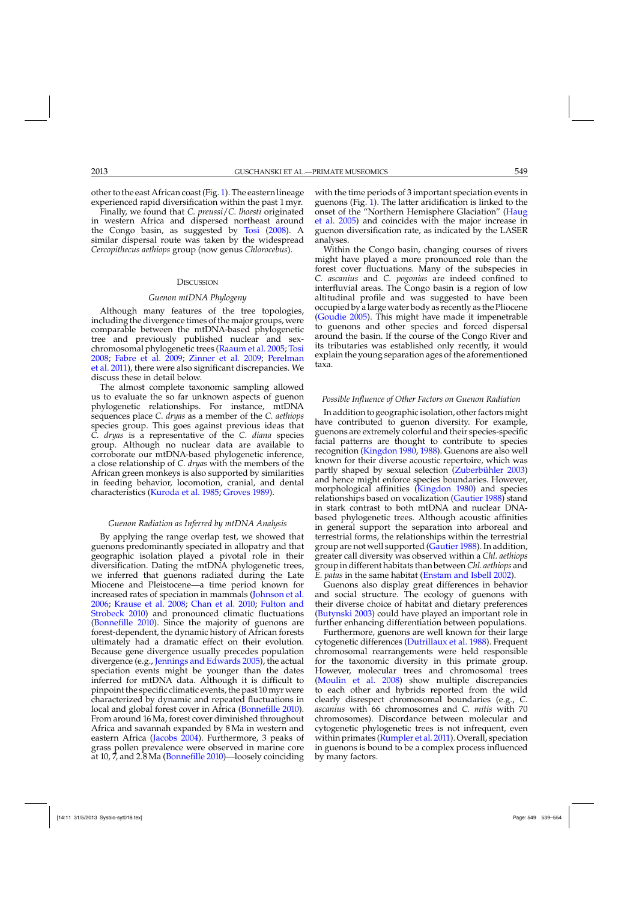other to the east African coast (Fig. 1). The eastern lineage experienced rapid diversification within the past 1 myr.

Finally, we found that *C. preussi*/*C. lhoesti* originated in western Africa and dispersed northeast around the Congo basin, as suggested by Tosi (2008). A similar dispersal route was taken by the widespread *Cercopithecus aethiops* group (now genus *Chlorocebus*).

## Discussion

### Guenon mtDNA Phylogeny

Although many features of the tree topologies, including the divergence times of the major groups, were comparable between the mtDNA-based phylogenetic tree and previously published nuclear and sex-chromosomal phylogenetic trees (Raaum et al. 2005; Tosi 2008; Fabre et al. 2009; Zinner et al. 2009; Perelman et al. 2011), there were also significant discrepancies. We discuss these in detail below.

The almost complete taxonomic sampling allowed us to evaluate the so far unknown aspects of guenon phylogenetic relationships. For instance, mtDNA sequences place *C. dryas* as a member of the *C. aethiops* species group. This goes against previous ideas that *C. dryas* is a representative of the *C. diana* species group. Although no nuclear data are available to corroborate our mtDNA-based phylogenetic inference, a close relationship of *C. dryas* with the members of the African green monkeys is also supported by similarities in feeding behavior, locomotion, cranial, and dental characteristics (Kuroda et al. 1985; Groves 1989).

### Guenon Radiation as Inferred by mtDNA Analysis

By applying the range overlap test, we showed that guenons predominantly speciated in allopatry and that geographic isolation played a pivotal role in their diversification. Dating the mtDNA phylogenetic trees, we inferred that guenons radiated during the Late Miocene and Pleistocene—a time period known for increased rates of speciation in mammals (Johnson et al. 2006; Krause et al. 2008; Chan et al. 2010; Fulton and Strobeck 2010) and pronounced climatic fluctuations (Bonnefille 2010). Since the majority of guenons are forest-dependent, the dynamic history of African forests ultimately had a dramatic effect on their evolution. Because gene divergence usually precedes population divergence (e.g., Jennings and Edwards 2005), the actual speciation events might be younger than the dates inferred for mtDNA data. Although it is difficult to pinpoint the specific climatic events, the past 10 myr were characterized by dynamic and repeated fluctuations in local and global forest cover in Africa (Bonnefille 2010). From around 16 Ma, forest cover diminished throughout Africa and savannah expanded by 8 Ma in western and eastern Africa (Jacobs 2004). Furthermore, 3 peaks of grass pollen prevalence were observed in marine core at 10, 7, and 2.8 Ma (Bonnefille 2010)—loosely coinciding with the time periods of 3 important speciation events in guenons (Fig. 1). The latter aridification is linked to the onset of the "Northern Hemisphere Glaciation" (Haug et al. 2005) and coincides with the major increase in guenon diversification rate, as indicated by the LASER analyses.

Within the Congo basin, changing courses of rivers might have played a more pronounced role than the forest cover fluctuations. Many of the subspecies in *C. ascanius* and *C. pogonias* are indeed confined to interfluvial areas. The Congo basin is a region of low altitudinal profile and was suggested to have been occupied by a large water body as recently as the Pliocene (Goudie 2005). This might have made it impenetrable to guenons and other species and forced dispersal around the basin. If the course of the Congo River and its tributaries was established only recently, it would explain the young separation ages of the aforementioned taxa.

### Possible Influence of Other Factors on Guenon Radiation

In addition to geographic isolation, other factors might have contributed to guenon diversity. For example, guenons are extremely colorful and their species-specific facial patterns are thought to contribute to species recognition (Kingdon 1980, 1988). Guenons are also well known for their diverse acoustic repertoire, which was partly shaped by sexual selection (Zuberbühler 2003) and hence might enforce species boundaries. However, morphological affinities (Kingdon 1980) and species relationships based on vocalization (Gautier 1988) stand in stark contrast to both mtDNA and nuclear DNA-based phylogenetic trees. Although acoustic affinities in general support the separation into arboreal and terrestrial forms, the relationships within the terrestrial group are not well supported (Gautier 1988). In addition, greater call diversity was observed within a *Chl. aethiops* group in different habitats than between *Chl. aethiops* and *E. patas* in the same habitat (Enstam and Isbell 2002).

Guenons also display great differences in behavior and social structure. The ecology of guenons with their diverse choice of habitat and dietary preferences (Butynski 2003) could have played an important role in further enhancing differentiation between populations.

Furthermore, guenons are well known for their large cytogenetic differences (Dutrillaux et al. 1988). Frequent chromosomal rearrangements were held responsible for the taxonomic diversity in this primate group. However, molecular trees and chromosomal trees (Moulin et al. 2008) show multiple discrepancies to each other and hybrids reported from the wild clearly disrespect chromosomal boundaries (e.g., *C. ascanius* with 66 chromosomes and *C. mitis* with 70 chromosomes). Discordance between molecular and cytogenetic phylogenetic trees is not infrequent, even within primates (Rumpler et al. 2011). Overall, speciation in guenons is bound to be a complex process influenced by many factors.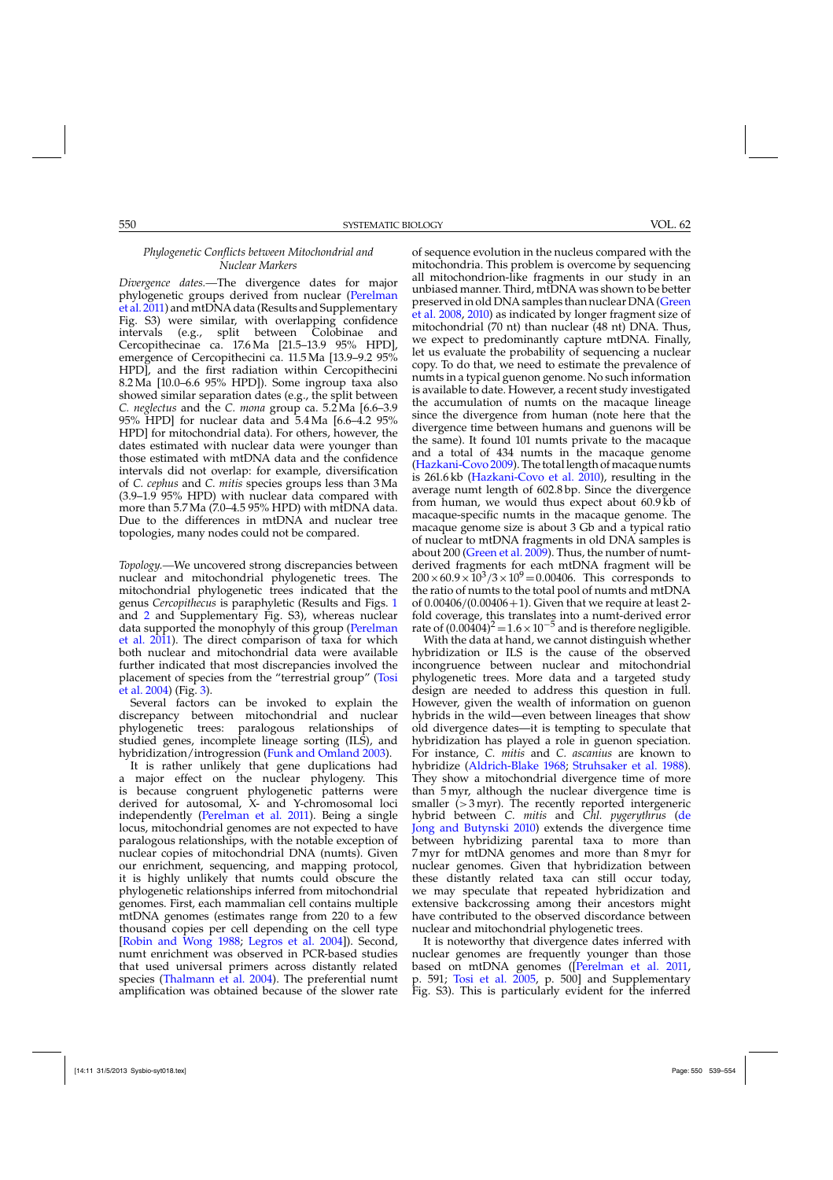### *Phylogenetic Conflicts between Mitochondrial and Nuclear Markers*

*Divergence dates.*—The divergence dates for major phylogenetic groups derived from nuclear (Perelman et al. 2011) and mtDNA data (Results and Supplementary Fig. S3) were similar, with overlapping confidence intervals (e.g., split between Colobinae and Cercopithecinae ca. 17.6 Ma [21.5–13.9 95% HPD], emergence of Cercopithecini ca. 11.5 Ma [13.9–9.2 95% HPD], and the first radiation within Cercopithecini 8.2 Ma [10.0–6.6 95% HPD]). Some ingroup taxa also showed similar separation dates (e.g., the split between *C. neglectus* and the *C. mona* group ca. 5.2 Ma [6.6–3.9 95% HPD] for nuclear data and 5.4 Ma [6.6–4.2 95% HPD] for mitochondrial data). For others, however, the dates estimated with nuclear data were younger than those estimated with mtDNA data and the confidence intervals did not overlap: for example, diversification of *C. cephus* and *C. mitis* species groups less than 3 Ma (3.9–1.9 95% HPD) with nuclear data compared with more than 5.7 Ma (7.0–4.5 95% HPD) with mtDNA data. Due to the differences in mtDNA and nuclear tree topologies, many nodes could not be compared.

*Topology.*—We uncovered strong discrepancies between nuclear and mitochondrial phylogenetic trees. The mitochondrial phylogenetic trees indicated that the genus *Cercopithecus* is paraphyletic (Results and Figs. 1 and 2 and Supplementary Fig. S3), whereas nuclear data supported the monophyly of this group (Perelman et al. 2011). The direct comparison of taxa for which both nuclear and mitochondrial data were available further indicated that most discrepancies involved the placement of species from the "terrestrial group" (Tosi et al. 2004) (Fig. 3).

Several factors can be invoked to explain the discrepancy between mitochondrial and nuclear phylogenetic trees: paralogous relationships of studied genes, incomplete lineage sorting (ILS), and hybridization/introgression (Funk and Omland 2003).

It is rather unlikely that gene duplications had a major effect on the nuclear phylogeny. This is because congruent phylogenetic patterns were derived for autosomal, X- and Y-chromosomal loci independently (Perelman et al. 2011). Being a single locus, mitochondrial genomes are not expected to have paralogous relationships, with the notable exception of nuclear copies of mitochondrial DNA (numts). Given our enrichment, sequencing, and mapping protocol, it is highly unlikely that numts could obscure the phylogenetic relationships inferred from mitochondrial genomes. First, each mammalian cell contains multiple mtDNA genomes (estimates range from 220 to a few thousand copies per cell depending on the cell type [Robin and Wong 1988; Legros et al. 2004]). Second, numt enrichment was observed in PCR-based studies that used universal primers across distantly related species (Thalmann et al. 2004). The preferential numt amplification was obtained because of the slower rate of sequence evolution in the nucleus compared with the mitochondria. This problem is overcome by sequencing all mitochondrion-like fragments in our study in an unbiased manner. Third, mtDNA was shown to be better preserved in old DNA samples than nuclear DNA (Green et al. 2008, 2010) as indicated by longer fragment size of mitochondrial (70 nt) than nuclear (48 nt) DNA. Thus, we expect to predominantly capture mtDNA. Finally, let us evaluate the probability of sequencing a nuclear copy. To do that, we need to estimate the prevalence of numts in a typical guenon genome. No such information is available to date. However, a recent study investigated the accumulation of numts on the macaque lineage since the divergence from human (note here that the divergence time between humans and guenons will be the same). It found 101 numts private to the macaque and a total of 434 numts in the macaque genome (Hazkani-Covo 2009). The total length of macaque numts is 261.6 kb (Hazkani-Covo et al. 2010), resulting in the average numt length of 602.8 bp. Since the divergence from human, we would thus expect about 60.9 kb of macaque-specific numts in the macaque genome. The macaque genome size is about 3 Gb and a typical ratio of nuclear to mtDNA fragments in old DNA samples is about 200 (Green et al. 2009). Thus, the number of numt-derived fragments for each mtDNA fragment will be $200 \times 60.9 \times 10^3 / 3 \times 10^9 = 0.00406$. This corresponds to the ratio of numts to the total pool of numts and mtDNA of $0.00406/(0.00406+1)$. Given that we require at least 2-fold coverage, this translates into a numt-derived error rate of $(0.00404)^2 = 1.6 \times 10^{-5}$ and is therefore negligible.

With the data at hand, we cannot distinguish whether hybridization or ILS is the cause of the observed incongruence between nuclear and mitochondrial phylogenetic trees. More data and a targeted study design are needed to address this question in full. However, given the wealth of information on guenon hybrids in the wild—even between lineages that show old divergence dates—it is tempting to speculate that hybridization has played a role in guenon speciation. For instance, *C. mitis* and *C. ascanius* are known to hybridize (Aldrich-Blake 1968; Struhsaker et al. 1988). They show a mitochondrial divergence time of more than 5 myr, although the nuclear divergence time is smaller (>3 myr). The recently reported intergeneric hybrid between *C. mitis* and *Chl. pygerythrus* (de Jong and Butynski 2010) extends the divergence time between hybridizing parental taxa to more than 7 myr for mtDNA genomes and more than 8 myr for nuclear genomes. Given that hybridization between these distantly related taxa can still occur today, we may speculate that repeated hybridization and extensive backcrossing among their ancestors might have contributed to the observed discordance between nuclear and mitochondrial phylogenetic trees.

It is noteworthy that divergence dates inferred with nuclear genomes are frequently younger than those based on mtDNA genomes ([Perelman et al. 2011, p. 591; Tosi et al. 2005, p. 500] and Supplementary Fig. S3). This is particularly evident for the inferred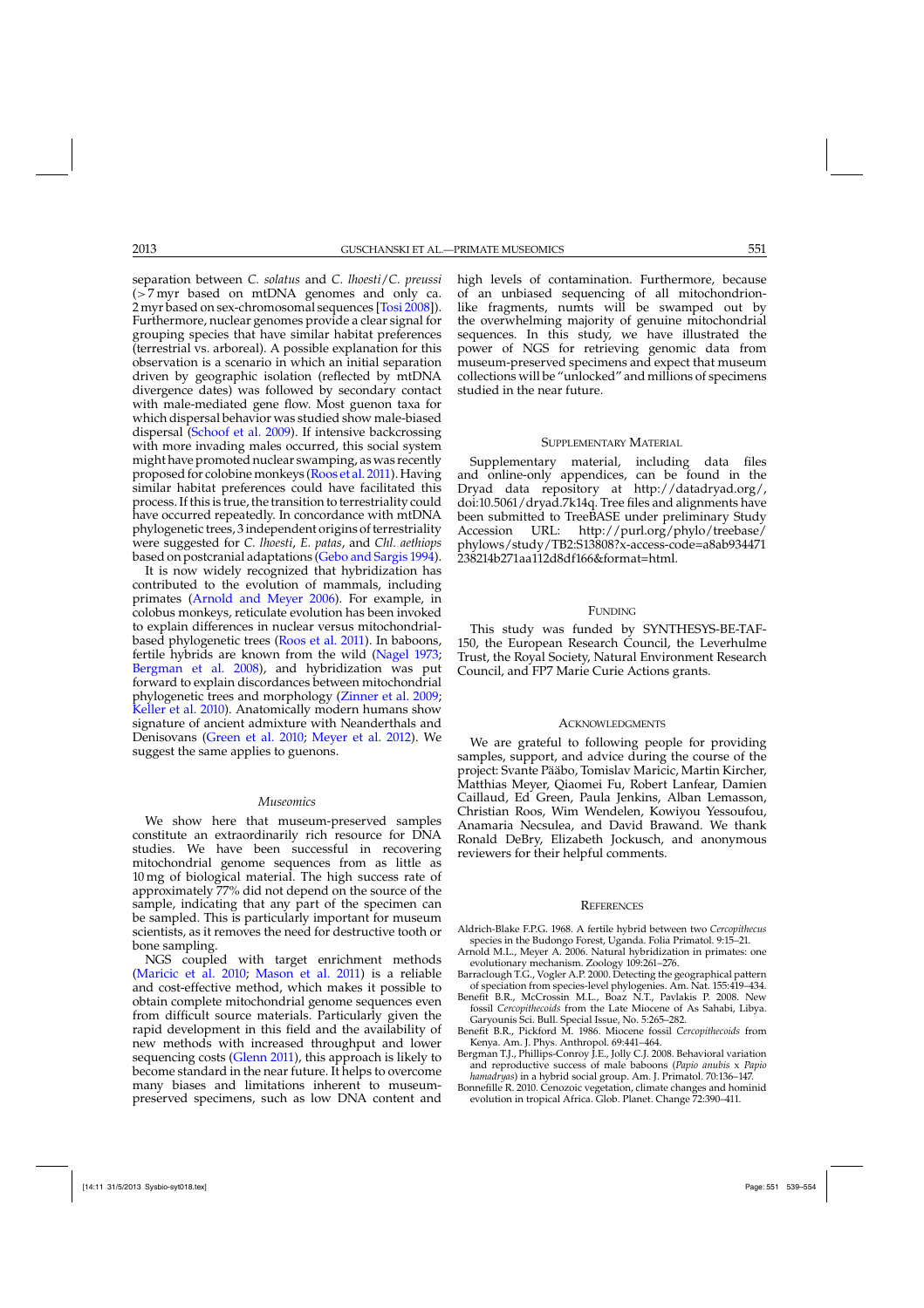separation between *C. solatus* and *C. lhoesti*/*C. preussi* (>7 myr based on mtDNA genomes and only ca. 2 myr based on sex-chromosomal sequences [Tosi 2008]). Furthermore, nuclear genomes provide a clear signal for grouping species that have similar habitat preferences (terrestrial vs. arboreal). A possible explanation for this observation is a scenario in which an initial separation driven by geographic isolation (reflected by mtDNA divergence dates) was followed by secondary contact with male-mediated gene flow. Most guenon taxa for which dispersal behavior was studied show male-biased dispersal (Schoof et al. 2009). If intensive backcrossing with more invading males occurred, this social system might have promoted nuclear swamping, as was recently proposed for colobine monkeys (Roos et al. 2011). Having similar habitat preferences could have facilitated this process. If this is true, the transition to terrestriality could have occurred repeatedly. In concordance with mtDNA phylogenetic trees, 3 independent origins of terrestriality were suggested for *C. lhoesti*, *E. patas*, and *Chl. aethiops* based on postcranial adaptations (Gebo and Sargis 1994).

It is now widely recognized that hybridization has contributed to the evolution of mammals, including primates (Arnold and Meyer 2006). For example, in colobus monkeys, reticulate evolution has been invoked to explain differences in nuclear versus mitochondrial-based phylogenetic trees (Roos et al. 2011). In baboons, fertile hybrids are known from the wild (Nagel 1973; Bergman et al. 2008), and hybridization was put forward to explain discordances between mitochondrial phylogenetic trees and morphology (Zinner et al. 2009; Keller et al. 2010). Anatomically modern humans show signature of ancient admixture with Neanderthals and Denisovans (Green et al. 2010; Meyer et al. 2012). We suggest the same applies to guenons.

### *Museomics*

We show here that museum-preserved samples constitute an extraordinarily rich resource for DNA studies. We have been successful in recovering mitochondrial genome sequences from as little as 10 mg of biological material. The high success rate of approximately 77% did not depend on the source of the sample, indicating that any part of the specimen can be sampled. This is particularly important for museum scientists, as it removes the need for destructive tooth or bone sampling.

NGS coupled with target enrichment methods (Maricic et al. 2010; Mason et al. 2011) is a reliable and cost-effective method, which makes it possible to obtain complete mitochondrial genome sequences even from difficult source materials. Particularly given the rapid development in this field and the availability of new methods with increased throughput and lower sequencing costs (Glenn 2011), this approach is likely to become standard in the near future. It helps to overcome many biases and limitations inherent to museum-preserved specimens, such as low DNA content and high levels of contamination. Furthermore, because of an unbiased sequencing of all mitochondrion-like fragments, numts will be swamped out by the overwhelming majority of genuine mitochondrial sequences. In this study, we have illustrated the power of NGS for retrieving genomic data from museum-preserved specimens and expect that museum collections will be "unlocked" and millions of specimens studied in the near future.

## Supplementary Material

Supplementary material, including data files and online-only appendices, can be found in the Dryad data repository at http://datadryad.org/, doi:10.5061/dryad.7k14q. Tree files and alignments have been submitted to TreeBASE under preliminary Study Accession URL: http://purl.org/phylo/treebase/phylows/study/TB2:S13808?x-access-code=a8ab934471238214b271aa112d8df166&format=html.

## Funding

This study was funded by SYNTHESYS-BE-TAF-150, the European Research Council, the Leverhulme Trust, the Royal Society, Natural Environment Research Council, and FP7 Marie Curie Actions grants.

## Acknowledgments

We are grateful to following people for providing samples, support, and advice during the course of the project: Svante Pääbo, Tomislav Maricic, Martin Kircher, Matthias Meyer, Qiaomei Fu, Robert Lanfear, Damien Caillaud, Ed Green, Paula Jenkins, Alban Lemasson, Christian Roos, Wim Wendelen, Kowiyou Yessoufou, Anamaria Necsulea, and David Brawand. We thank Ronald DeBry, Elizabeth Jockusch, and anonymous reviewers for their helpful comments.

## References

Aldrich-Blake F.P.G. 1968. A fertile hybrid between two *Cercopithecus* species in the Budongo Forest, Uganda. Folia Primatol. 9:15–21.

Arnold M.L., Meyer A. 2006. Natural hybridization in primates: one evolutionary mechanism. Zoology 109:261–276.

Barraclough T.G., Vogler A.P. 2000. Detecting the geographical pattern of speciation from species-level phylogenies. Am. Nat. 155:419–434.

Benefit B.R., McCrossin M.L., Boaz N.T., Pavlakis P. 2008. New fossil *Cercopithecoids* from the Late Miocene of As Sahabi, Libya. Garyounis Sci. Bull. Special Issue, No. 5:265–282.

Benefit B.R., Pickford M. 1986. Miocene fossil *Cercopithecoids* from Kenya. Am. J. Phys. Anthropol. 69:441–464.

Bergman T.J., Phillips-Conroy J.E., Jolly C.J. 2008. Behavioral variation and reproductive success of male baboons (*Papio anubis* x *Papio hamadryas*) in a hybrid social group. Am. J. Primatol. 70:136–147.

Bonnefille R. 2010. Cenozoic vegetation, climate changes and hominid evolution in tropical Africa. Glob. Planet. Change 72:390–411.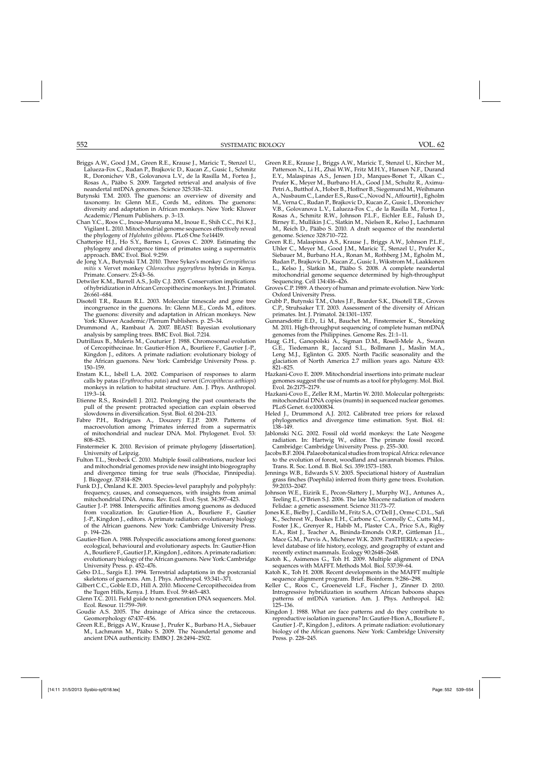Briggs A.W., Good J.M., Green R.E., Krause J., Maricic T., Stenzel U., Lalueza-Fox C., Rudan P., Brajkovic D., Kucan Z., Gusic I., Schmitz R., Doronichev V.B., Golovanova L.V., de la Rasilla M., Fortea J., Rosas A., Pääbo S. 2009. Targeted retrieval and analysis of five neandertal mtDNA genomes. Science 325:318–321.

Butynski T.M. 2003. The guenons: an overview of diversity and taxonomy. In: Glenn M.E., Cords M., editors. The guenons: diversity and adaptation in African monkeys. New York: Kluwer Academic/Plenum Publishers. p. 3–13.

Chan Y.C., Roos C., Inoue-Murayama M., Inoue E., Shih C.C., Pei K.J., Vigilant L. 2010. Mitochondrial genome sequences effectively reveal the phylogeny of *Hylobates gibbons*. PLoS One 5:e14419.

Chatterjee H.J., Ho S.Y., Barnes I., Groves C. 2009. Estimating the phylogeny and divergence times of primates using a supermatrix approach. BMC Evol. Biol. 9:259.

de Jong Y.A., Butynski T.M. 2010. Three Sykes's monkey *Cercopithecus mitis* x Vervet monkey *Chlorocebus pygerythrus* hybrids in Kenya. Primate. Conserv. 25:43–56.

Detwiler K.M., Burrell A.S., Jolly C.J. 2005. Conservation implications of hybridization in African Cercopithecine monkeys. Int. J. Primatol. 26:661–684.

Disotell T.R., Raaum R.L. 2003. Molecular timescale and gene tree incongruence in the guenons. In: Glenn M.E., Cords M., editors. The guenons: diversity and adaptation in African monkeys. New York: Kluwer Academic/Plenum Publishers. p. 25–34.

Drummond A., Rambaut A. 2007. BEAST: Bayesian evolutionary analysis by sampling trees. BMC Evol. Biol. 7:214.

Dutrillaux B., Muleris M., Couturier J. 1988. Chromosomal evolution of Cercopithecinae. In: Gautier-Hion A., Bourliere F., Gautier J.-P., Kingdon J., editors. A primate radiation: evolutionary biology of the African guenons. New York: Cambridge University Press. p. 150–159.

Enstam K.L., Isbell L.A. 2002. Comparison of responses to alarm calls by patas (*Erythrocebus patas*) and vervet (*Cercopithecus aethiops*) monkeys in relation to habitat structure. Am. J. Phys. Anthropol. 119:3–14.

Etienne R.S., Rosindell J. 2012. Prolonging the past counteracts the pull of the present: protracted speciation can explain observed slowdowns in diversification. Syst. Biol. 61:204–213.

Fabre P.H., Rodrigues A., Douzery E.J.P. 2009. Patterns of macroevolution among Primates inferred from a supermatrix of mitochondrial and nuclear DNA. Mol. Phylogenet. Evol. 53: 808–825.

Finstermeier K. 2010. Revision of primate phylogeny [dissertation]. University of Leipzig.

Fulton T.L., Strobeck C. 2010. Multiple fossil calibrations, nuclear loci and mitochondrial genomes provide new insight into biogeography and divergence timing for true seals (Phocidae, Pinnipedia). J. Biogeogr. 37:814–829.

Funk D.J., Omland K.E. 2003. Species-level paraphyly and polyphyly: frequency, causes, and consequences, with insights from animal mitochondrial DNA. Annu. Rev. Ecol. Evol. Syst. 34:397–423.

Gautier J.-P. 1988. Interspecific affinities among guenons as deduced from vocalization. In: Gautier-Hion A., Bourliere F., Gautier J.-P., Kingdon J., editors. A primate radiation: evolutionary biology of the African guenons. New York: Cambridge University Press. p. 194–226.

Gautier-Hion A. 1988. Polyspecific associations among forest guenons: ecological, behavioural and evolutionary aspects. In: Gautier-Hion A., Bourliere F., Gautier J.P., Kingdon J., editors. A primate radiation: evolutionary biology of the African guenons. New York: Cambridge University Press. p. 452–476.

Gebo D.L., Sargis E.J. 1994. Terrestrial adaptations in the postcranial skeletons of guenons. Am. J. Phys. Anthropol. 93:341–371.

Gilbert C.C., Goble E.D., Hill A. 2010. Miocene Cercopithecoidea from the Tugen Hills, Kenya. J. Hum. Evol. 59:465–483.

Glenn T.C. 2011. Field guide to next-generation DNA sequencers. Mol. Ecol. Resour. 11:759–769.

Goudie A.S. 2005. The drainage of Africa since the cretaceous. Geomorphology 67:437–456.

Green R.E., Briggs A.W., Krause J., Prufer K., Burbano H.A., Siebauer M., Lachmann M., Pääbo S. 2009. The Neandertal genome and ancient DNA authenticity. EMBO J. 28:2494–2502.

Green R.E., Krause J., Briggs A.W., Maricic T., Stenzel U., Kircher M., Patterson N., Li H., Zhai W.W., Fritz M.H.Y., Hansen N.F., Durand E.Y., Malaspinas A.S., Jensen J.D., Marques-Bonet T., Alkan C., Prufer K., Meyer M., Burbano H.A., Good J.M., Schultz R., Aximu-Petri A., Butthof A., Hober B., Hoffner B., Siegemund M., Weihmann A., Nusbaum C., Lander E.S., Russ C., Novod N., Affourtit J., Egholm M., Verna C., Rudan P., Brajkovic D., Kucan Z., Gusic I., Doronichev V.B., Golovanova L.V., Lalueza-Fox C., de la Rasilla M., Fortea J., Rosas A., Schmitz R.W., Johnson P.L.F., Eichler E.E., Falush D., Birney E., Mullikin J.C., Slatkin M., Nielsen R., Kelso J., Lachmann M., Reich D., Pääbo S. 2010. A draft sequence of the neandertal genome. Science 328:710–722.

Green R.E., Malaspinas A.S., Krause J., Briggs A.W., Johnson P.L.F., Uhler C., Meyer M., Good J.M., Maricic T., Stenzel U., Prufer K., Siebauer M., Burbano H.A., Ronan M., Rothberg J.M., Egholm M., Rudan P., Brajkovic D., Kucan Z., Gusic I., Wikstrom M., Laakkonen L., Kelso J., Slatkin M., Pääbo S. 2008. A complete neandertal mitochondrial genome sequence determined by high-throughput Sequencing. Cell 134:416–426.

Groves C.P. 1989. A theory of human and primate evolution. New York: Oxford University Press.

Grubb P., Butynski T.M., Oates J.F., Bearder S.K., Disotell T.R., Groves C.P., Struhsaker T.T. 2003. Assessment of the diversity of African primates. Int. J. Primatol. 24:1301–1357.

Gunnarsdottir E.D., Li M., Bauchet M., Finstermeier K., Stoneking M. 2011. High-throughput sequencing of complete human mtDNA genomes from the Philippines. Genome Res. 21:1–11.

Haug G.H., Ganopolski A., Sigman D.M., Rosell-Mele A., Swann G.E., Tiedemann R., Jaccard S.L., Bollmann J., Maslin M.A., Leng M.J., Eglinton G. 2005. North Pacific seasonality and the glaciation of North America 2.7 million years ago. Nature 433: 821–825.

Hazkani-Covo E. 2009. Mitochondrial insertions into primate nuclear genomes suggest the use of numts as a tool for phylogeny. Mol. Biol. Evol. 26:2175–2179.

Hazkani-Covo E., Zeller R.M., Martin W. 2010. Molecular poltergeists: mitochondrial DNA copies (numts) in sequenced nuclear genomes. PLoS Genet. 6:e1000834.

Heled J., Drummond A.J. 2012. Calibrated tree priors for relaxed phylogenetics and divergence time estimation. Syst. Biol. 61: 138–149.

Jablonski N.G. 2002. Fossil old world monkeys: the Late Neogene radiation. In: Hartwig W., editor. The primate fossil record. Cambridge: Cambridge University Press. p. 255–300.

Jacobs B.F. 2004. Palaeobotanical studies from tropical Africa: relevance to the evolution of forest, woodland and savannah biomes. Philos. Trans. R. Soc. Lond. B. Biol. Sci. 359:1573–1583.

Jennings W.B., Edwards S.V. 2005. Speciational history of Australian grass finches (Poephila) inferred from thirty gene trees. Evolution. 59:2033–2047.

Johnson W.E., Eizirik E., Pecon-Slattery J., Murphy W.J., Antunes A., Teeling E., O'Brien S.J. 2006. The late Miocene radiation of modern Felidae: a genetic assessment. Science 311:73–77.

Jones K.E., Bielby J., Cardillo M., Fritz S.A., O'Dell J., Orme C.D.L., Safi K., Sechrest W., Boakes E.H., Carbone C., Connolly C., Cutts M.J., Foster J.K., Grenyer R., Habib M., Plaster C.A., Price S.A., Rigby E.A., Rist J., Teacher A., Bininda-Emonds O.R.P., Gittleman J.L., Mace G.M., Purvis A., Michener W.K. 2009. PanTHERIA: a species-level database of life history, ecology, and geography of extant and recently extinct mammals. Ecology 90:2648–2648.

Katoh K., Asimenos G., Toh H. 2009. Multiple alignment of DNA sequences with MAFFT. Methods Mol. Biol. 537:39–64.

Katoh K., Toh H. 2008. Recent developments in the MAFFT multiple sequence alignment program. Brief. Bioinform. 9:286–298.

Keller C., Roos C., Groeneveld L.F., Fischer J., Zinner D. 2010. Introgressive hybridization in southern African baboons shapes patterns of mtDNA variation. Am. J. Phys. Anthropol. 142: 125–136.

Kingdon J. 1988. What are face patterns and do they contribute to reproductive isolation in guenons? In: Gautier-Hion A., Bourliere F., Gautier J.-P., Kingdon J., editors. A primate radiation: evolutionary biology of the African guenons. New York: Cambridge University Press. p. 228–245.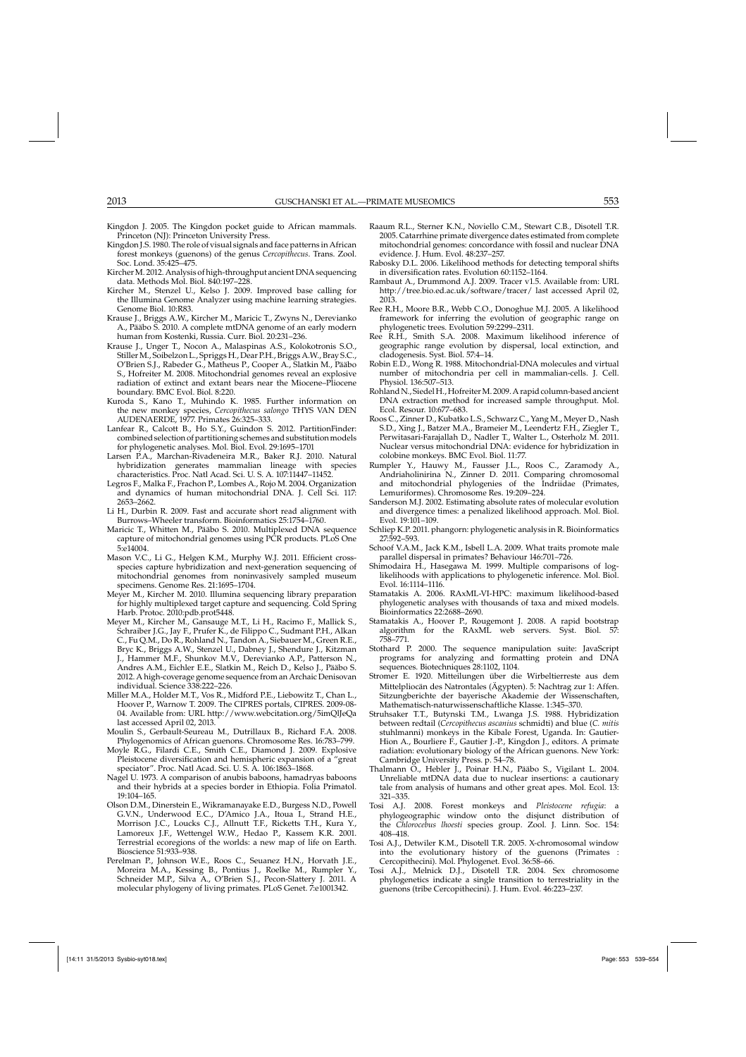Kingdon J. 2005. The Kingdon pocket guide to African mammals. Princeton (NJ): Princeton University Press.

Kingdon J.S. 1980. The role of visual signals and face patterns in African forest monkeys (guenons) of the genus *Cercopithecus*. Trans. Zool. Soc. Lond. 35:425–475.

Kircher M. 2012. Analysis of high-throughput ancient DNA sequencing data. Methods Mol. Biol. 840:197–228.

Kircher M., Stenzel U., Kelso J. 2009. Improved base calling for the Illumina Genome Analyzer using machine learning strategies. Genome Biol. 10:R83.

Krause J., Briggs A.W., Kircher M., Maricic T., Zwyns N., Derevianko A., Pääbo S. 2010. A complete mtDNA genome of an early modern human from Kostenki, Russia. Curr. Biol. 20:231–236.

Krause J., Unger T., Nocon A., Malaspinas A.S., Kolokotronis S.O., Stiller M., Soibelzon L., Spriggs H., Dear P.H., Briggs A.W., Bray S.C., O'Brien S.J., Rabeder G., Matheus P., Cooper A., Slatkin M., Pääbo S., Hofreiter M. 2008. Mitochondrial genomes reveal an explosive radiation of extinct and extant bears near the Miocene–Pliocene boundary. BMC Evol. Biol. 8:220.

Kuroda S., Kano T., Muhindo K. 1985. Further information on the new monkey species, *Cercopithecus salongo* THYS VAN DEN AUDENAERDE, 1977. Primates 26:325–333.

Lanfear R., Calcott B., Ho S.Y., Guindon S. 2012. PartitionFinder: combined selection of partitioning schemes and substitution models for phylogenetic analyses. Mol. Biol. Evol. 29:1695–1701

Larsen P.A., Marchan-Rivadeneira M.R., Baker R.J. 2010. Natural hybridization generates mammalian lineage with species characteristics. Proc. Natl Acad. Sci. U. S. A. 107:11447–11452.

Legros F., Malka F., Frachon P., Lombes A., Rojo M. 2004. Organization and dynamics of human mitochondrial DNA. J. Cell Sci. 117: 2653–2662.

Li H., Durbin R. 2009. Fast and accurate short read alignment with Burrows–Wheeler transform. Bioinformatics 25:1754–1760.

Maricic T., Whitten M., Pääbo S. 2010. Multiplexed DNA sequence capture of mitochondrial genomes using PCR products. PLoS One 5:e14004.

Mason V.C., Li G., Helgen K.M., Murphy W.J. 2011. Efficient cross-species capture hybridization and next-generation sequencing of mitochondrial genomes from noninvasively sampled museum specimens. Genome Res. 21:1695–1704.

Meyer M., Kircher M. 2010. Illumina sequencing library preparation for highly multiplexed target capture and sequencing. Cold Spring Harb. Protoc. 2010:pdb.prot5448.

Meyer M., Kircher M., Gansauge M.T., Li H., Racimo F., Mallick S., Schraiber J.G., Jay F., Prufer K., de Filippo C., Sudmant P.H., Alkan C., Fu Q.M., Do R., Rohland N., Tandon A., Siebauer M., Green R.E., Bryc K., Briggs A.W., Stenzel U., Dabney J., Shendure J., Kitzman J., Hammer M.F., Shunkov M.V., Derevianko A.P., Patterson N., Andres A.M., Eichler E.E., Slatkin M., Reich D., Kelso J., Pääbo S. 2012. A high-coverage genome sequence from an Archaic Denisovan individual. Science 338:222–226.

Miller M.A., Holder M.T., Vos R., Midford P.E., Liebowitz T., Chan L., Hoover P., Warnow T. 2009. The CIPRES portals, CIPRES. 2009-08-04. Available from: URL http://www.webcitation.org/5imQlJeQa last accessed April 02, 2013.

Moulin S., Gerbault-Seureau M., Dutrillaux B., Richard F.A. 2008. Phylogenomics of African guenons. Chromosome Res. 16:783–799.

Moyle R.G., Filardi C.E., Smith C.E., Diamond J. 2009. Explosive Pleistocene diversification and hemispheric expansion of a "great speciator". Proc. Natl Acad. Sci. U. S. A. 106:1863–1868.

Nagel U. 1973. A comparison of anubis baboons, hamadryas baboons and their hybrids at a species border in Ethiopia. Folia Primatol. 19:104–165.

Olson D.M., Dinerstein E., Wikramanayake E.D., Burgess N.D., Powell G.V.N., Underwood E.C., D'Amico J.A., Itoua I., Strand H.E., Morrison J.C., Loucks C.J., Allnutt T.F., Ricketts T.H., Kura Y., Lamoreux J.F., Wettengel W.W., Hedao P., Kassem K.R. 2001. Terrestrial ecoregions of the worlds: a new map of life on Earth. Bioscience 51:933–938.

Perelman P., Johnson W.E., Roos C., Seuanez H.N., Horvath J.E., Moreira M.A., Kessing B., Pontius J., Roelke M., Rumpler Y., Schneider M.P., Silva A., O'Brien S.J., Pecon-Slattery J. 2011. A molecular phylogeny of living primates. PLoS Genet. 7:e1001342.

Raaum R.L., Sterner K.N., Noviello C.M., Stewart C.B., Disotell T.R. 2005. Catarrhine primate divergence dates estimated from complete mitochondrial genomes: concordance with fossil and nuclear DNA evidence. J. Hum. Evol. 48:237–257.

Rabosky D.L. 2006. Likelihood methods for detecting temporal shifts in diversification rates. Evolution 60:1152–1164.

Rambaut A., Drummond A.J. 2009. Tracer v1.5. Available from: URL http://tree.bio.ed.ac.uk/software/tracer/ last accessed April 02, 2013.

Ree R.H., Moore B.R., Webb C.O., Donoghue M.J. 2005. A likelihood framework for inferring the evolution of geographic range on phylogenetic trees. Evolution 59:2299–2311.

Ree R.H., Smith S.A. 2008. Maximum likelihood inference of geographic range evolution by dispersal, local extinction, and cladogenesis. Syst. Biol. 57:4–14.

Robin E.D., Wong R. 1988. Mitochondrial-DNA molecules and virtual number of mitochondria per cell in mammalian-cells. J. Cell. Physiol. 136:507–513.

Rohland N., Siedel H., Hofreiter M. 2009. A rapid column-based ancient DNA extraction method for increased sample throughput. Mol. Ecol. Resour. 10:677–683.

Roos C., Zinner D., Kubatko L.S., Schwarz C., Yang M., Meyer D., Nash S.D., Xing J., Batzer M.A., Brameier M., Leendertz F.H., Ziegler T., Perwitasari-Farajallah D., Nadler T., Walter L., Osterholz M. 2011. Nuclear versus mitochondrial DNA: evidence for hybridization in colobine monkeys. BMC Evol. Biol. 11:77.

Rumpler Y., Hauwy M., Fausser J.L., Roos C., Zaramody A., Andriaholinirina N., Zinner D. 2011. Comparing chromosomal and mitochondrial phylogenies of the Indriidae (Primates, Lemuriformes). Chromosome Res. 19:209–224.

Sanderson M.J. 2002. Estimating absolute rates of molecular evolution and divergence times: a penalized likelihood approach. Mol. Biol. Evol. 19:101–109.

Schliep K.P. 2011. phangorn: phylogenetic analysis in R. Bioinformatics 27:592–593.

Schoof V.A.M., Jack K.M., Isbell L.A. 2009. What traits promote male parallel dispersal in primates? Behaviour 146:701–726.

Shimodaira H., Hasegawa M. 1999. Multiple comparisons of log-likelihoods with applications to phylogenetic inference. Mol. Biol. Evol. 16:1114–1116.

Stamatakis A. 2006. RAxML-VI-HPC: maximum likelihood-based phylogenetic analyses with thousands of taxa and mixed models. Bioinformatics 22:2688–2690.

Stamatakis A., Hoover P., Rougemont J. 2008. A rapid bootstrap algorithm for the RAxML web servers. Syst. Biol. 57: 758–771.

Stothard P. 2000. The sequence manipulation suite: JavaScript programs for analyzing and formatting protein and DNA sequences. Biotechniques 28:1102, 1104.

Stromer E. 1920. Mitteilungen über die Wirbeltierreste aus dem Mittelpliocän des Natrontales (Ägypten). 5: Nachtrag zur 1: Affen. Sitzungberichte der bayerische Akademie der Wissenschaften, Mathematisch-naturwissenschaftliche Klasse. 1:345–370.

Struhsaker T.T., Butynski T.M., Lwanga J.S. 1988. Hybridization between redtail (*Cercopithecus ascanius* schmidti) and blue (*C. mitis* stuhlmanni) monkeys in the Kibale Forest, Uganda. In: Gautier-Hion A., Bourliere F., Gautier J.-P., Kingdon J., editors. A primate radiation: evolutionary biology of the African guenons. New York: Cambridge University Press. p. 54–78.

Thalmann O., Hebler J., Poinar H.N., Pääbo S., Vigilant L. 2004. Unreliable mtDNA data due to nuclear insertions: a cautionary tale from analysis of humans and other great apes. Mol. Ecol. 13: 321–335.

Tosi A.J. 2008. Forest monkeys and *Pleistocene refugia*: a phylogeographic window onto the disjunct distribution of the *Chlorocebus lhoesti* species group. Zool. J. Linn. Soc. 154: 408–418.

Tosi A.J., Detwiler K.M., Disotell T.R. 2005. X-chromosomal window into the evolutionary history of the guenons (Primates : Cercopithecini). Mol. Phylogenet. Evol. 36:58–66.

Tosi A.J., Melnick D.J., Disotell T.R. 2004. Sex chromosome phylogenetics indicate a single transition to terrestriality in the guenons (tribe Cercopithecini). J. Hum. Evol. 46:223–237.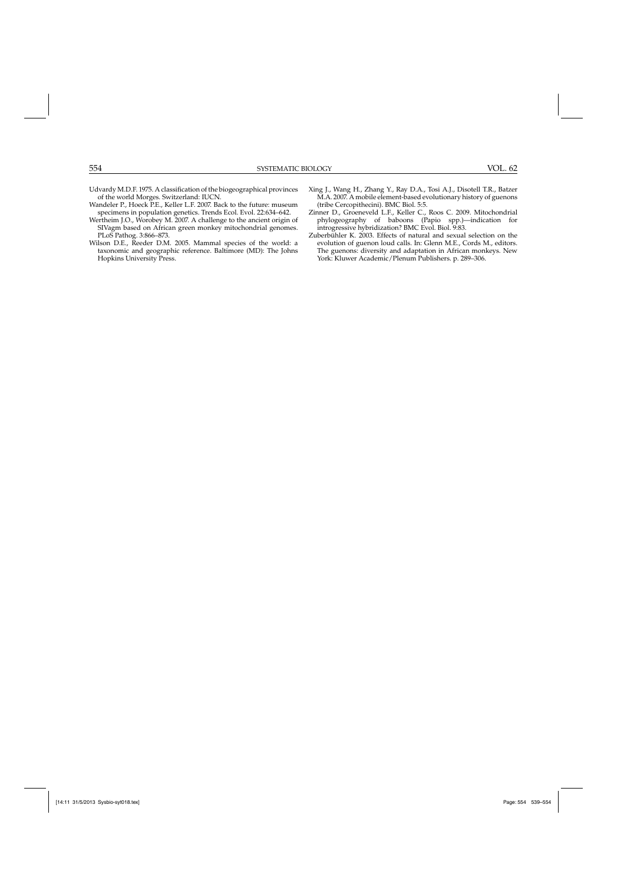Udvardy M.D.F. 1975. A classification of the biogeographical provinces of the world Morges. Switzerland: IUCN.

Wandeler P., Hoeck P.E., Keller L.F. 2007. Back to the future: museum specimens in population genetics. Trends Ecol. Evol. 22:634–642.

Wertheim J.O., Worobey M. 2007. A challenge to the ancient origin of SIVagm based on African green monkey mitochondrial genomes. PLoS Pathog. 3:866–873.

Wilson D.E., Reeder D.M. 2005. Mammal species of the world: a taxonomic and geographic reference. Baltimore (MD): The Johns Hopkins University Press.

Xing J., Wang H., Zhang Y., Ray D.A., Tosi A.J., Disotell T.R., Batzer M.A. 2007. A mobile element-based evolutionary history of guenons (tribe Cercopithecini). BMC Biol. 5:5.

Zinner D., Groeneveld L.F., Keller C., Roos C. 2009. Mitochondrial phylogeography of baboons (Papio spp.)—indication for introgressive hybridization? BMC Evol. Biol. 9:83.

Zuberbühler K. 2003. Effects of natural and sexual selection on the evolution of guenon loud calls. In: Glenn M.E., Cords M., editors. The guenons: diversity and adaptation in African monkeys. New York: Kluwer Academic/Plenum Publishers. p. 289–306.